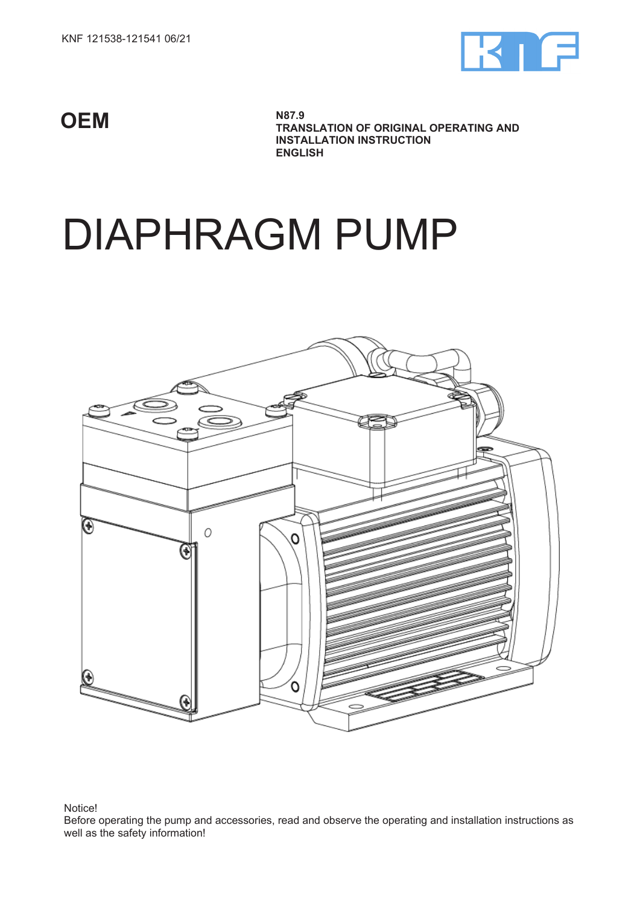KNF 121538-121541 06/21

**OEM**

**N87.9**
**TRANSLATION OF ORIGINAL OPERATING AND INSTALLATION INSTRUCTION**
**ENGLISH**

# DIAPHRAGM PUMP

Notice!
Before operating the pump and accessories, read and observe the operating and installation instructions as well as the safety information!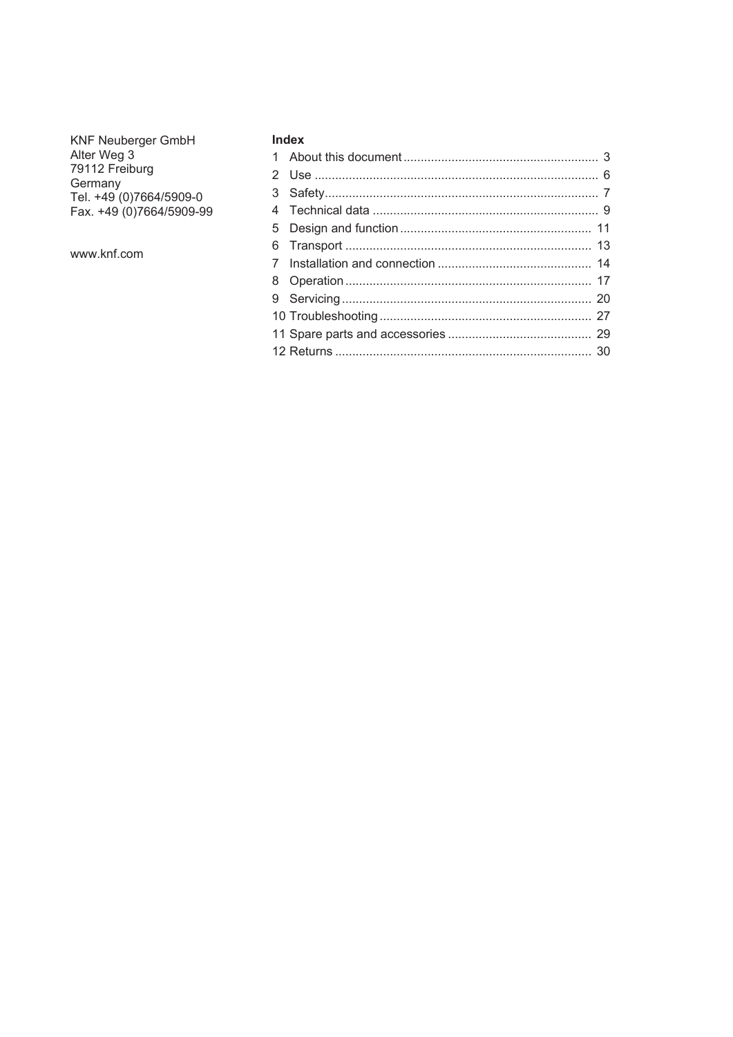KNF Neuberger GmbH
Alter Weg 3
79112 Freiburg
Germany
Tel. +49 (0)7664/5909-0
Fax. +49 (0)7664/5909-99

www.knf.com

**Index**

1 About this document ........................................................ 3
2 Use ................................................................................. 6
3 Safety............................................................................... 7
4 Technical data ................................................................. 9
5 Design and function ....................................................... 11
6 Transport ....................................................................... 13
7 Installation and connection ............................................ 14
8 Operation ....................................................................... 17
9 Servicing ........................................................................ 20
10 Troubleshooting ............................................................ 27
11 Spare parts and accessories ......................................... 29
12 Returns ......................................................................... 30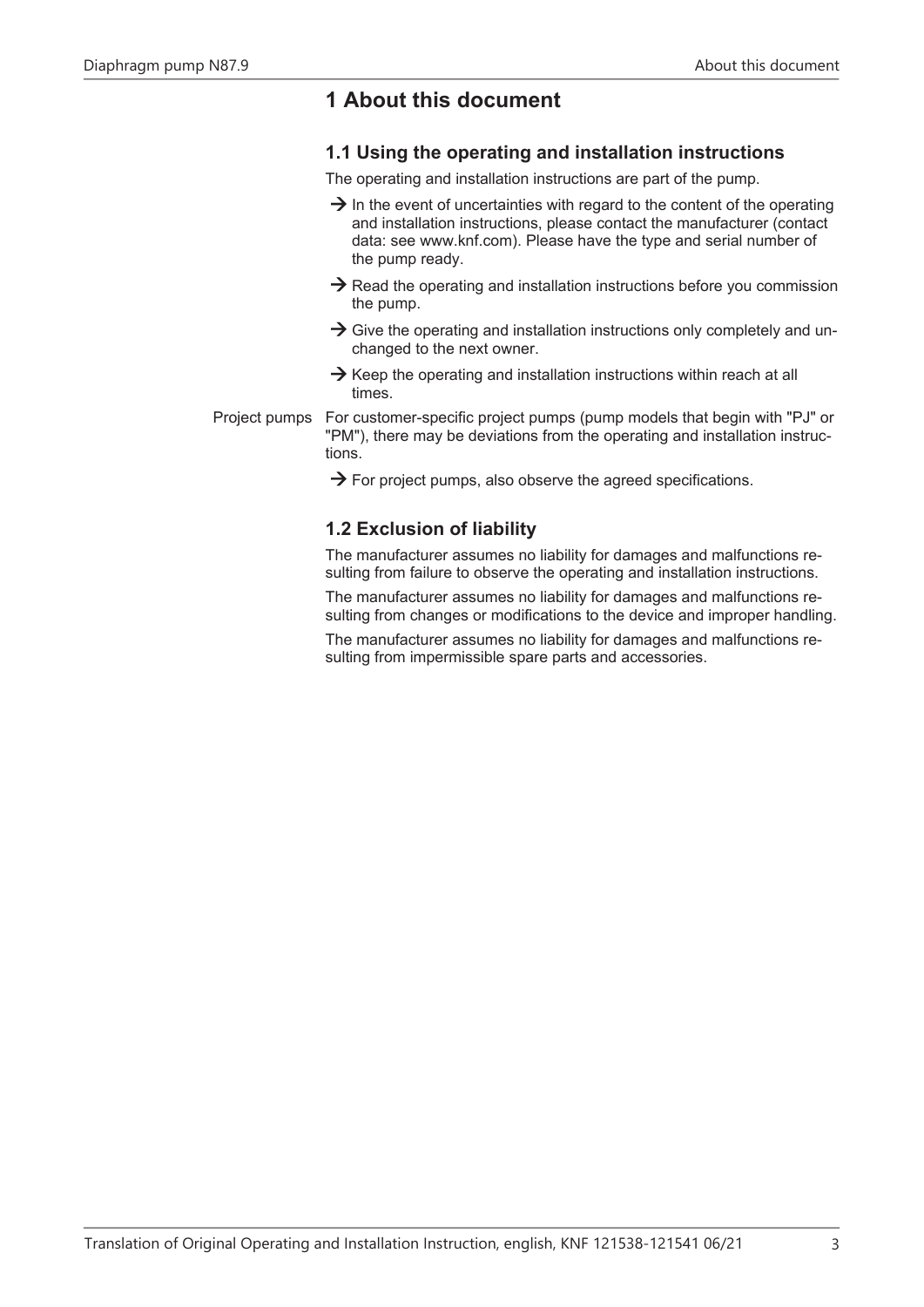# 1 About this document

## 1.1 Using the operating and installation instructions

The operating and installation instructions are part of the pump.

→ In the event of uncertainties with regard to the content of the operating and installation instructions, please contact the manufacturer (contact data: see www.knf.com). Please have the type and serial number of the pump ready.

→ Read the operating and installation instructions before you commission the pump.

→ Give the operating and installation instructions only completely and unchanged to the next owner.

→ Keep the operating and installation instructions within reach at all times.

Project pumps

For customer-specific project pumps (pump models that begin with "PJ" or "PM"), there may be deviations from the operating and installation instructions.

→ For project pumps, also observe the agreed specifications.

## 1.2 Exclusion of liability

The manufacturer assumes no liability for damages and malfunctions resulting from failure to observe the operating and installation instructions.

The manufacturer assumes no liability for damages and malfunctions resulting from changes or modifications to the device and improper handling.

The manufacturer assumes no liability for damages and malfunctions resulting from impermissible spare parts and accessories.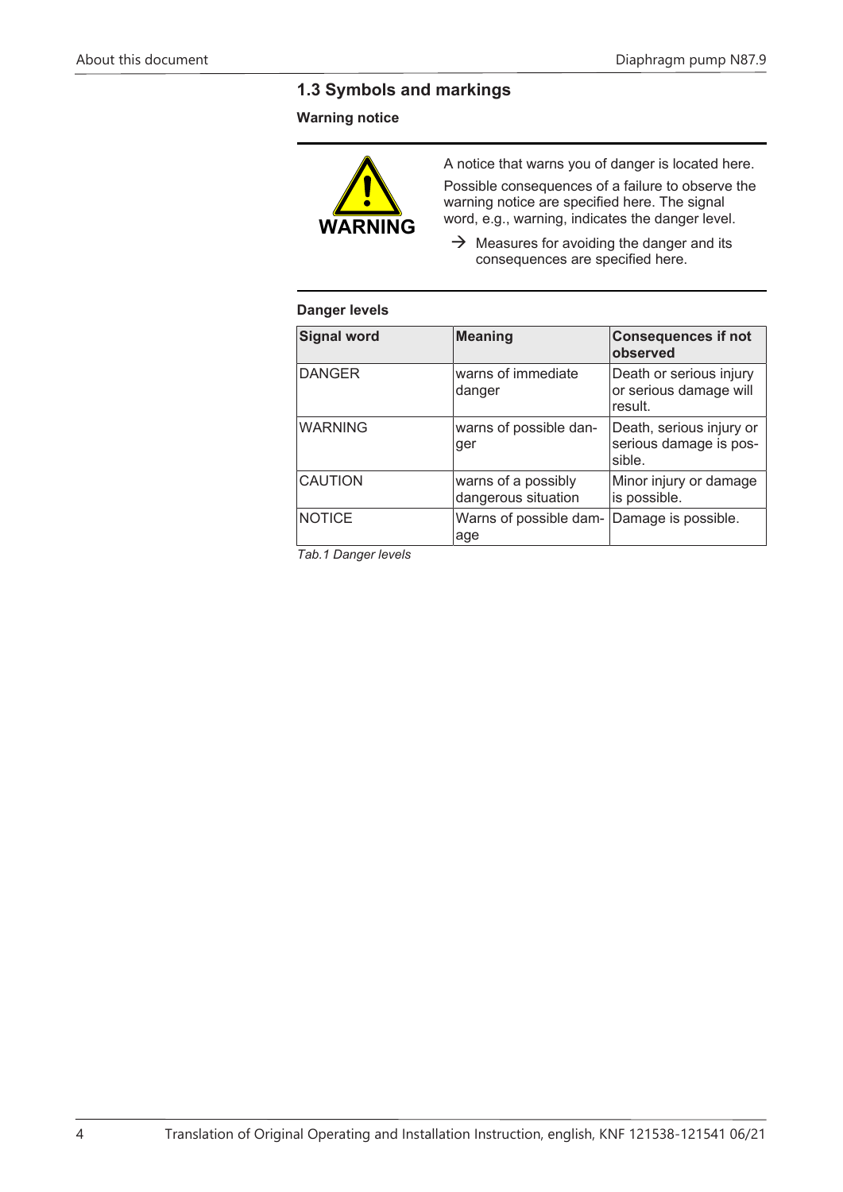## 1.3 Symbols and markings

### Warning notice

**WARNING**

A notice that warns you of danger is located here.

Possible consequences of a failure to observe the warning notice are specified here. The signal word, e.g., warning, indicates the danger level.

→ Measures for avoiding the danger and its consequences are specified here.

### Danger levels

| Signal word | Meaning | Consequences if not observed |
|---|---|---|
| DANGER | warns of immediate danger | Death or serious injury or serious damage will result. |
| WARNING | warns of possible danger | Death, serious injury or serious damage is possible. |
| CAUTION | warns of a possibly dangerous situation | Minor injury or damage is possible. |
| NOTICE | Warns of possible damage | Damage is possible. |

*Tab.1 Danger levels*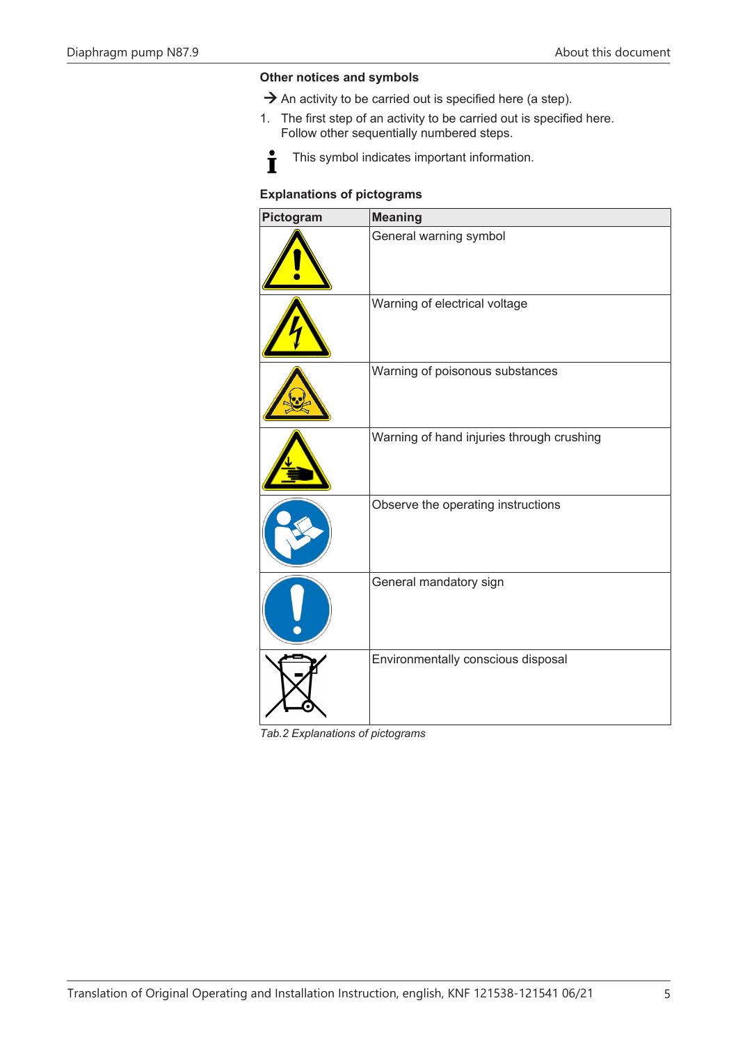### Other notices and symbols

→ An activity to be carried out is specified here (a step).

1. The first step of an activity to be carried out is specified here. Follow other sequentially numbered steps.

This symbol indicates important information.

### Explanations of pictograms

| Pictogram | Meaning |
|---|---|
| | General warning symbol |
| | Warning of electrical voltage |
| | Warning of poisonous substances |
| | Warning of hand injuries through crushing |
| | Observe the operating instructions |
| | General mandatory sign |
| | Environmentally conscious disposal |

*Tab.2 Explanations of pictograms*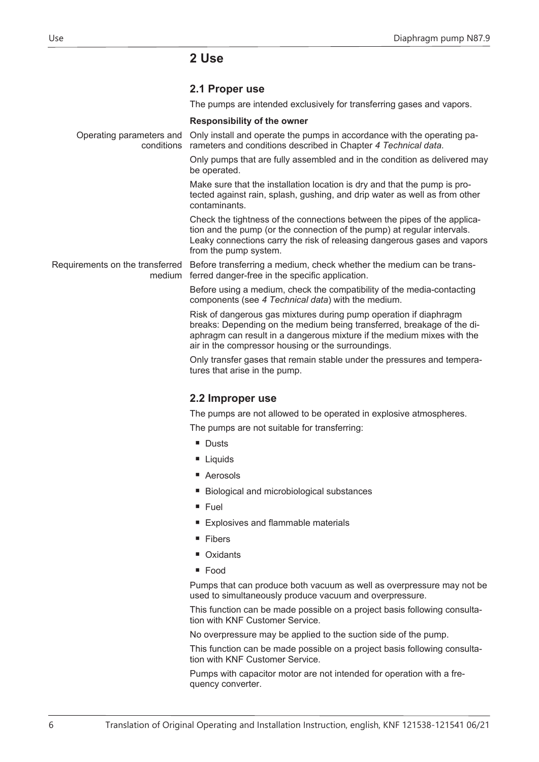# 2 Use

## 2.1 Proper use

The pumps are intended exclusively for transferring gases and vapors.

**Responsibility of the owner**

Operating parameters and conditions

Only install and operate the pumps in accordance with the operating parameters and conditions described in Chapter *4 Technical data*.

Only pumps that are fully assembled and in the condition as delivered may be operated.

Make sure that the installation location is dry and that the pump is protected against rain, splash, gushing, and drip water as well as from other contaminants.

Check the tightness of the connections between the pipes of the application and the pump (or the connection of the pump) at regular intervals. Leaky connections carry the risk of releasing dangerous gases and vapors from the pump system.

Requirements on the transferred medium

Before transferring a medium, check whether the medium can be transferred danger-free in the specific application.

Before using a medium, check the compatibility of the media-contacting components (see *4 Technical data*) with the medium.

Risk of dangerous gas mixtures during pump operation if diaphragm breaks: Depending on the medium being transferred, breakage of the diaphragm can result in a dangerous mixture if the medium mixes with the air in the compressor housing or the surroundings.

Only transfer gases that remain stable under the pressures and temperatures that arise in the pump.

## 2.2 Improper use

The pumps are not allowed to be operated in explosive atmospheres.

The pumps are not suitable for transferring:

- Dusts
- Liquids
- Aerosols
- Biological and microbiological substances
- Fuel
- Explosives and flammable materials
- Fibers
- Oxidants
- Food

Pumps that can produce both vacuum as well as overpressure may not be used to simultaneously produce vacuum and overpressure.

This function can be made possible on a project basis following consultation with KNF Customer Service.

No overpressure may be applied to the suction side of the pump.

This function can be made possible on a project basis following consultation with KNF Customer Service.

Pumps with capacitor motor are not intended for operation with a frequency converter.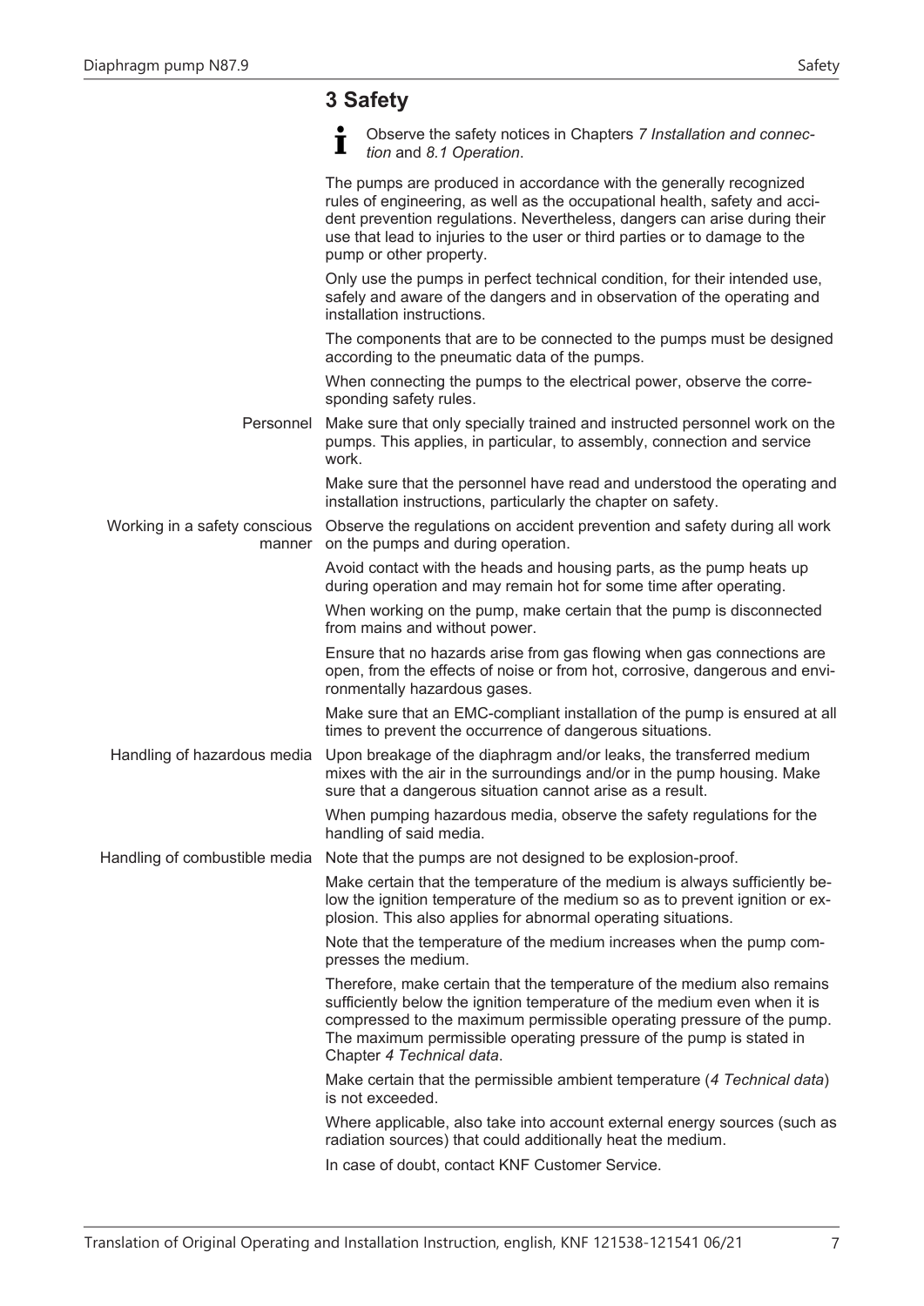# 3 Safety

> Observe the safety notices in Chapters *7 Installation and connection* and *8.1 Operation*.

The pumps are produced in accordance with the generally recognized rules of engineering, as well as the occupational health, safety and accident prevention regulations. Nevertheless, dangers can arise during their use that lead to injuries to the user or third parties or to damage to the pump or other property.

Only use the pumps in perfect technical condition, for their intended use, safely and aware of the dangers and in observation of the operating and installation instructions.

The components that are to be connected to the pumps must be designed according to the pneumatic data of the pumps.

When connecting the pumps to the electrical power, observe the corresponding safety rules.

**Personnel**

Make sure that only specially trained and instructed personnel work on the pumps. This applies, in particular, to assembly, connection and service work.

Make sure that the personnel have read and understood the operating and installation instructions, particularly the chapter on safety.

**Working in a safety conscious manner**

Observe the regulations on accident prevention and safety during all work on the pumps and during operation.

Avoid contact with the heads and housing parts, as the pump heats up during operation and may remain hot for some time after operating.

When working on the pump, make certain that the pump is disconnected from mains and without power.

Ensure that no hazards arise from gas flowing when gas connections are open, from the effects of noise or from hot, corrosive, dangerous and environmentally hazardous gases.

Make sure that an EMC-compliant installation of the pump is ensured at all times to prevent the occurrence of dangerous situations.

**Handling of hazardous media**

Upon breakage of the diaphragm and/or leaks, the transferred medium mixes with the air in the surroundings and/or in the pump housing. Make sure that a dangerous situation cannot arise as a result.

When pumping hazardous media, observe the safety regulations for the handling of said media.

**Handling of combustible media**

Note that the pumps are not designed to be explosion-proof.

Make certain that the temperature of the medium is always sufficiently below the ignition temperature of the medium so as to prevent ignition or explosion. This also applies for abnormal operating situations.

Note that the temperature of the medium increases when the pump compresses the medium.

Therefore, make certain that the temperature of the medium also remains sufficiently below the ignition temperature of the medium even when it is compressed to the maximum permissible operating pressure of the pump. The maximum permissible operating pressure of the pump is stated in Chapter *4 Technical data*.

Make certain that the permissible ambient temperature (*4 Technical data*) is not exceeded.

Where applicable, also take into account external energy sources (such as radiation sources) that could additionally heat the medium.

In case of doubt, contact KNF Customer Service.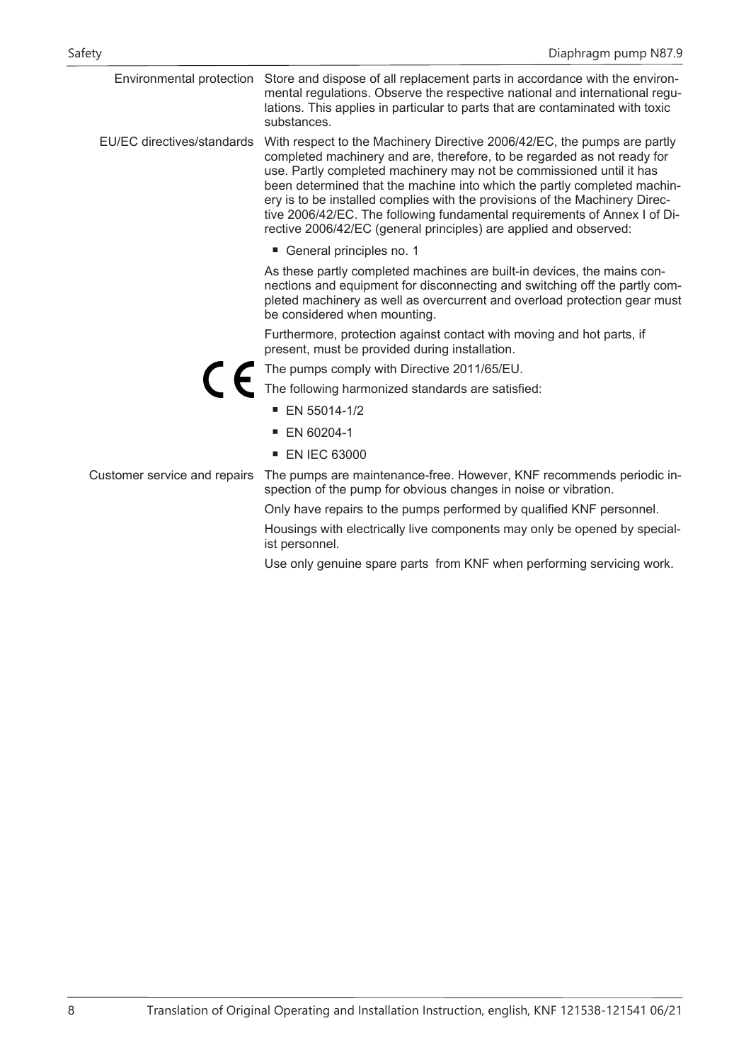**Environmental protection**

Store and dispose of all replacement parts in accordance with the environmental regulations. Observe the respective national and international regulations. This applies in particular to parts that are contaminated with toxic substances.

**EU/EC directives/standards**

With respect to the Machinery Directive 2006/42/EC, the pumps are partly completed machinery and are, therefore, to be regarded as not ready for use. Partly completed machinery may not be commissioned until it has been determined that the machine into which the partly completed machinery is to be installed complies with the provisions of the Machinery Directive 2006/42/EC. The following fundamental requirements of Annex I of Directive 2006/42/EC (general principles) are applied and observed:

- General principles no. 1

As these partly completed machines are built-in devices, the mains connections and equipment for disconnecting and switching off the partly completed machinery as well as overcurrent and overload protection gear must be considered when mounting.

Furthermore, protection against contact with moving and hot parts, if present, must be provided during installation.

CE

The pumps comply with Directive 2011/65/EU.

The following harmonized standards are satisfied:

- EN 55014-1/2
- EN 60204-1
- EN IEC 63000

**Customer service and repairs**

The pumps are maintenance-free. However, KNF recommends periodic inspection of the pump for obvious changes in noise or vibration.

Only have repairs to the pumps performed by qualified KNF personnel.

Housings with electrically live components may only be opened by specialist personnel.

Use only genuine spare parts from KNF when performing servicing work.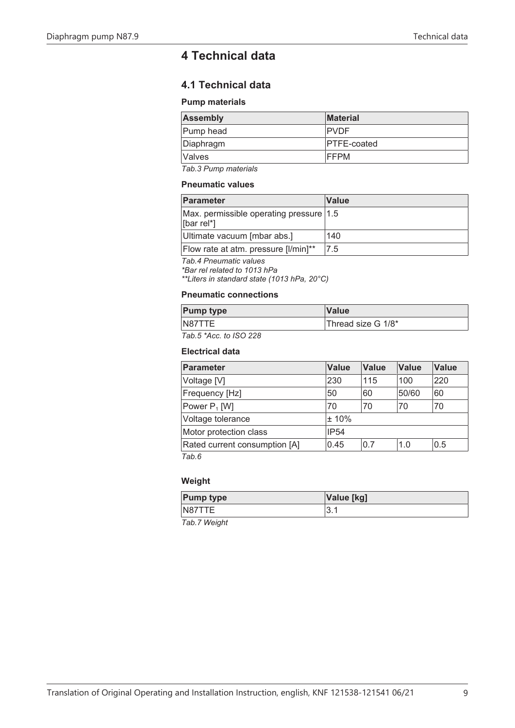# 4 Technical data

## 4.1 Technical data

### Pump materials

| Assembly | Material |
|---|---|
| Pump head | PVDF |
| Diaphragm | PTFE-coated |
| Valves | FFPM |

*Tab.3 Pump materials*

### Pneumatic values

| Parameter | Value |
|---|---|
| Max. permissible operating pressure [bar rel*] | 1.5 |
| Ultimate vacuum [mbar abs.] | 140 |
| Flow rate at atm. pressure [l/min]** | 7.5 |

*Tab.4 Pneumatic values*
*\*Bar rel related to 1013 hPa*
*\*\*Liters in standard state (1013 hPa, 20°C)*

### Pneumatic connections

| Pump type | Value |
|---|---|
| N87TTE | Thread size G 1/8* |

*Tab.5 *Acc. to ISO 228*

### Electrical data

| Parameter | Value | Value | Value | Value |
|---|---|---|---|---|
| Voltage [V] | 230 | 115 | 100 | 220 |
| Frequency [Hz] | 50 | 60 | 50/60 | 60 |
| Power $P_1$ [W] | 70 | 70 | 70 | 70 |
| Voltage tolerance | ± 10% | | | |
| Motor protection class | IP54 | | | |
| Rated current consumption [A] | 0.45 | 0.7 | 1.0 | 0.5 |

*Tab.6*

### Weight

| Pump type | Value [kg] |
|---|---|
| N87TTE | 3.1 |

*Tab.7 Weight*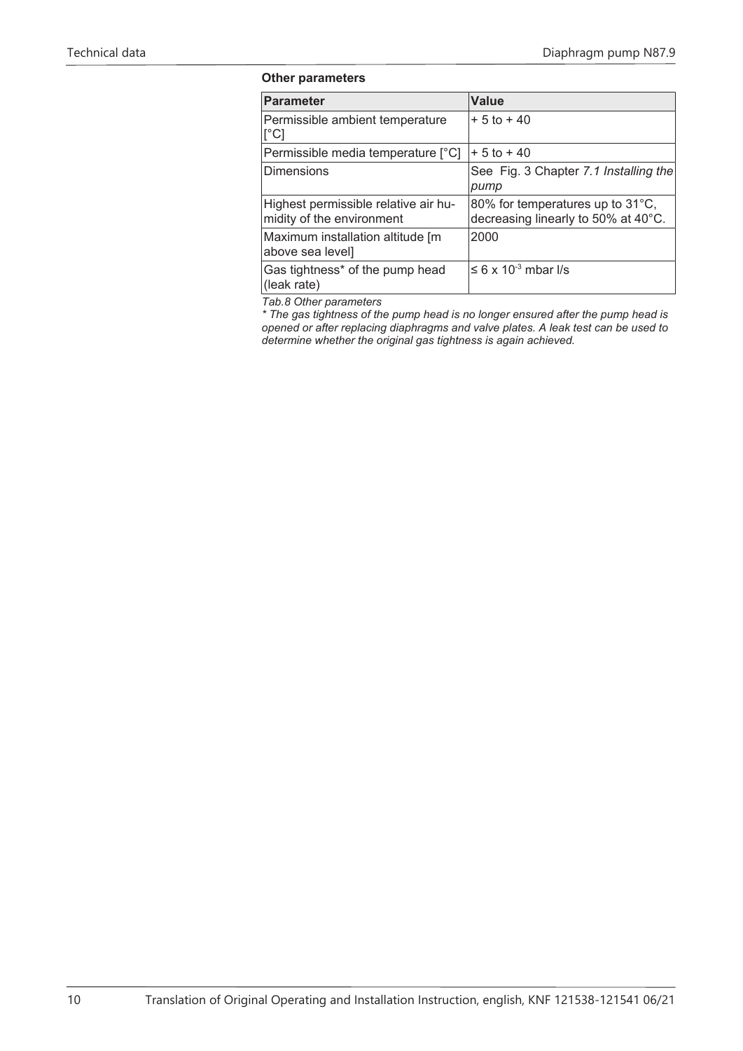**Other parameters**

| Parameter | Value |
|---|---|
| Permissible ambient temperature [°C] | + 5 to + 40 |
| Permissible media temperature [°C] | + 5 to + 40 |
| Dimensions | See Fig. 3 Chapter *7.1 Installing the pump* |
| Highest permissible relative air humidity of the environment | 80% for temperatures up to 31°C, decreasing linearly to 50% at 40°C. |
| Maximum installation altitude [m above sea level] | 2000 |
| Gas tightness* of the pump head (leak rate) | ≤ $6 \times 10^{-3}$ mbar l/s |

*Tab.8 Other parameters*

*\* The gas tightness of the pump head is no longer ensured after the pump head is opened or after replacing diaphragms and valve plates. A leak test can be used to determine whether the original gas tightness is again achieved.*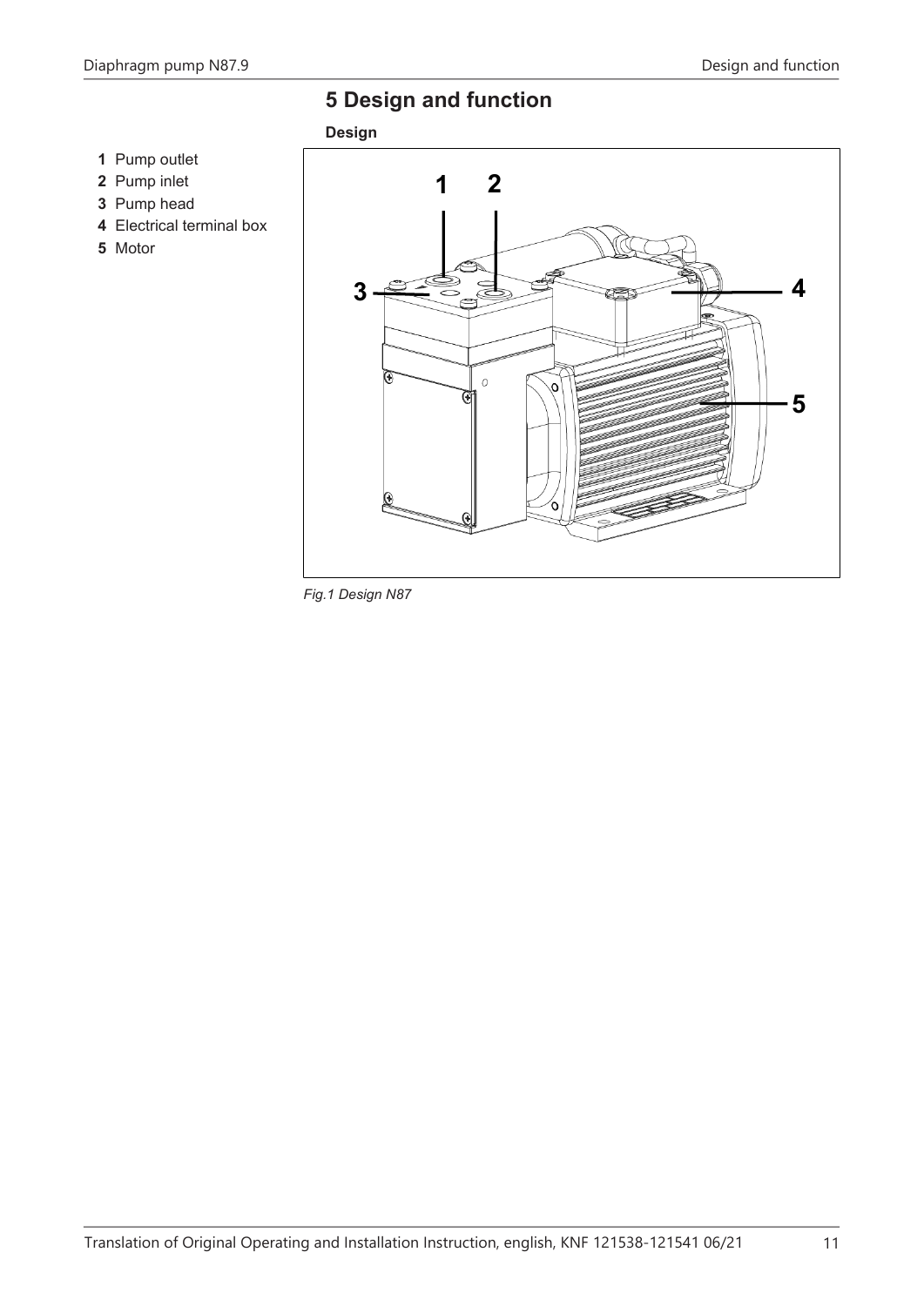# 5 Design and function

**Design**

**1** Pump outlet
**2** Pump inlet
**3** Pump head
**4** Electrical terminal box
**5** Motor

*Fig.1 Design N87*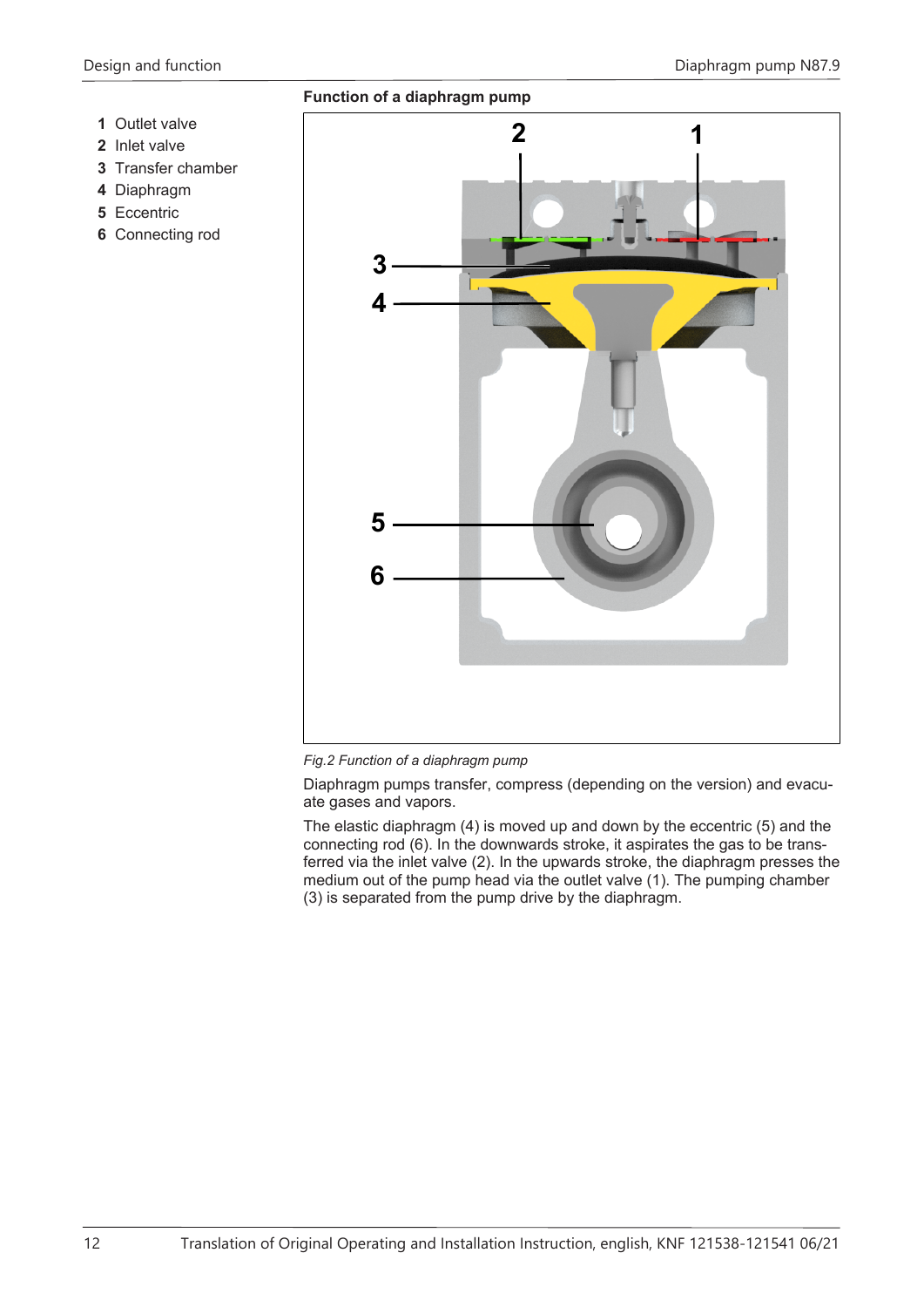1 Outlet valve
2 Inlet valve
3 Transfer chamber
4 Diaphragm
5 Eccentric
6 Connecting rod

**Function of a diaphragm pump**

*Fig.2 Function of a diaphragm pump*

Diaphragm pumps transfer, compress (depending on the version) and evacuate gases and vapors.

The elastic diaphragm (4) is moved up and down by the eccentric (5) and the connecting rod (6). In the downwards stroke, it aspirates the gas to be transferred via the inlet valve (2). In the upwards stroke, the diaphragm presses the medium out of the pump head via the outlet valve (1). The pumping chamber (3) is separated from the pump drive by the diaphragm.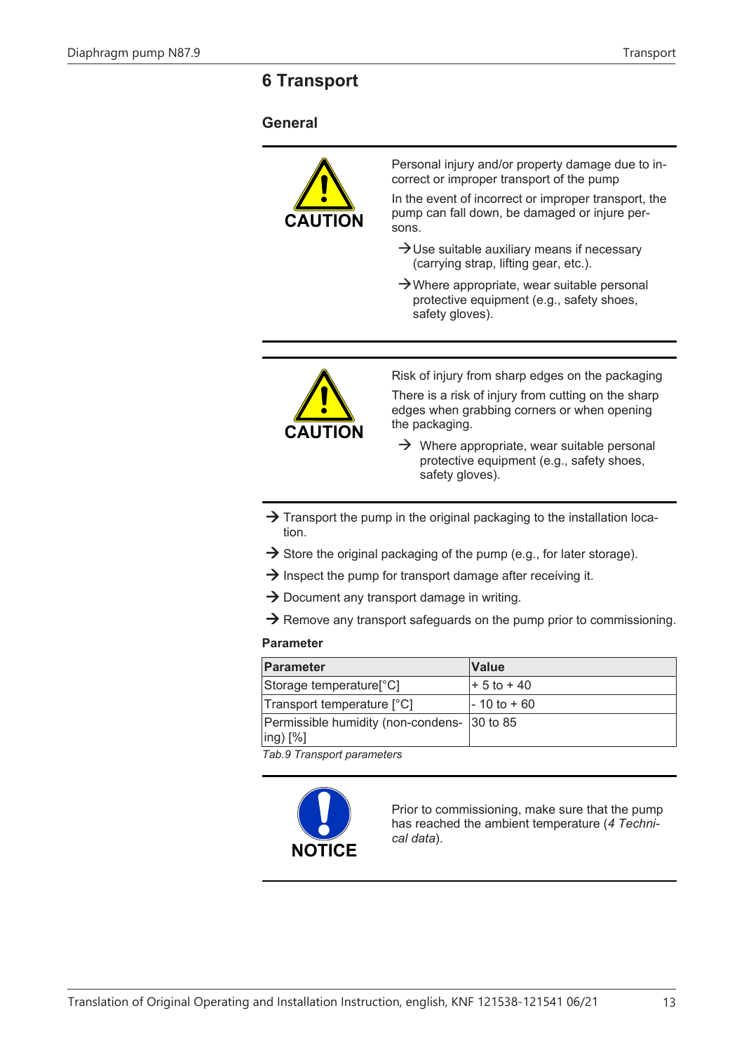# 6 Transport

## General

**CAUTION**

Personal injury and/or property damage due to incorrect or improper transport of the pump

In the event of incorrect or improper transport, the pump can fall down, be damaged or injure persons.

→ Use suitable auxiliary means if necessary (carrying strap, lifting gear, etc.).

→ Where appropriate, wear suitable personal protective equipment (e.g., safety shoes, safety gloves).

---

**CAUTION**

Risk of injury from sharp edges on the packaging

There is a risk of injury from cutting on the sharp edges when grabbing corners or when opening the packaging.

→ Where appropriate, wear suitable personal protective equipment (e.g., safety shoes, safety gloves).

---

→ Transport the pump in the original packaging to the installation location.

→ Store the original packaging of the pump (e.g., for later storage).

→ Inspect the pump for transport damage after receiving it.

→ Document any transport damage in writing.

→ Remove any transport safeguards on the pump prior to commissioning.

**Parameter**

| Parameter | Value |
|---|---|
| Storage temperature[°C] | + 5 to + 40 |
| Transport temperature [°C] | - 10 to + 60 |
| Permissible humidity (non-condensing) [%] | 30 to 85 |

*Tab.9 Transport parameters*

---

**NOTICE**

Prior to commissioning, make sure that the pump has reached the ambient temperature (*4 Technical data*).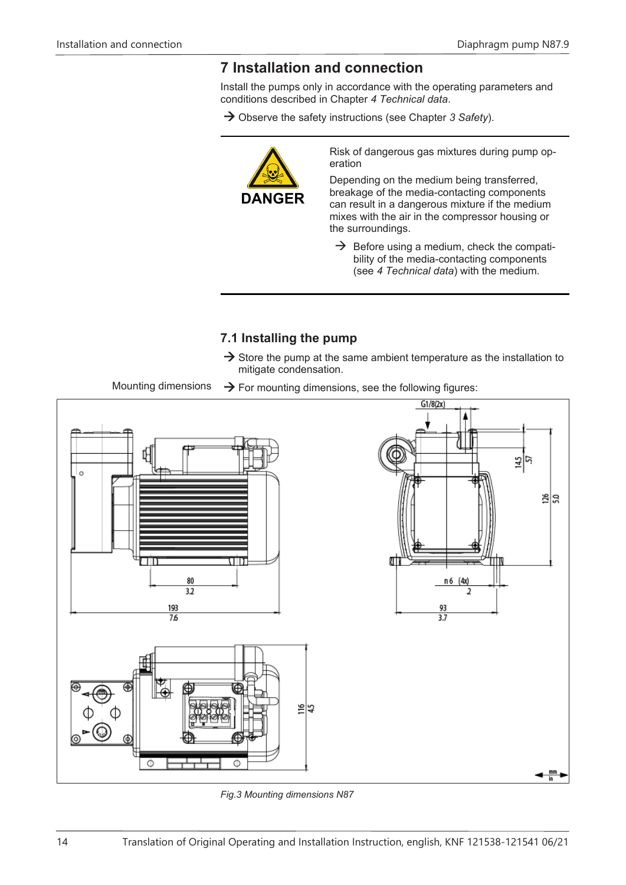# 7 Installation and connection

Install the pumps only in accordance with the operating parameters and conditions described in Chapter *4 Technical data*.

→ Observe the safety instructions (see Chapter *3 Safety*).

**DANGER**

Risk of dangerous gas mixtures during pump operation

Depending on the medium being transferred, breakage of the media-contacting components can result in a dangerous mixture if the medium mixes with the air in the compressor housing or the surroundings.

→ Before using a medium, check the compatibility of the media-contacting components (see *4 Technical data*) with the medium.

## 7.1 Installing the pump

→ Store the pump at the same ambient temperature as the installation to mitigate condensation.

Mounting dimensions

→ For mounting dimensions, see the following figures:

*Fig.3 Mounting dimensions N87*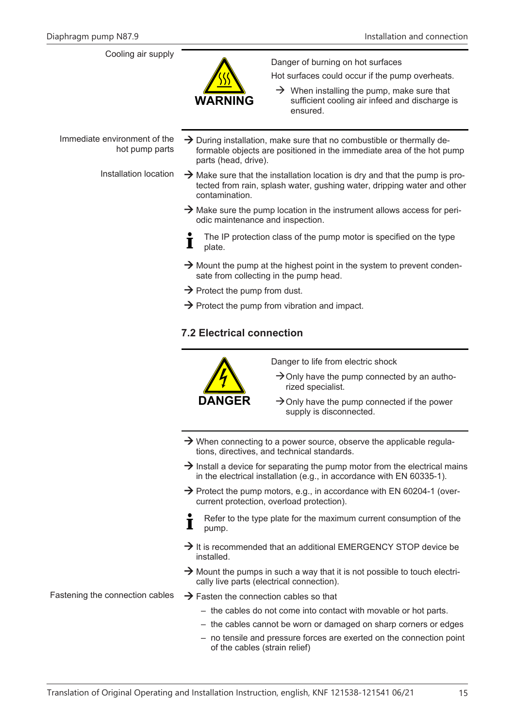Cooling air supply

**WARNING**

Danger of burning on hot surfaces

Hot surfaces could occur if the pump overheats.

→ When installing the pump, make sure that sufficient cooling air infeed and discharge is ensured.

Immediate environment of the hot pump parts

→ During installation, make sure that no combustible or thermally deformable objects are positioned in the immediate area of the hot pump parts (head, drive).

Installation location

→ Make sure that the installation location is dry and that the pump is protected from rain, splash water, gushing water, dripping water and other contamination.

→ Make sure the pump location in the instrument allows access for periodic maintenance and inspection.

ℹ The IP protection class of the pump motor is specified on the type plate.

→ Mount the pump at the highest point in the system to prevent condensate from collecting in the pump head.

→ Protect the pump from dust.

→ Protect the pump from vibration and impact.

## 7.2 Electrical connection

**DANGER**

Danger to life from electric shock

→ Only have the pump connected by an authorized specialist.

→ Only have the pump connected if the power supply is disconnected.

→ When connecting to a power source, observe the applicable regulations, directives, and technical standards.

→ Install a device for separating the pump motor from the electrical mains in the electrical installation (e.g., in accordance with EN 60335-1).

→ Protect the pump motors, e.g., in accordance with EN 60204-1 (overcurrent protection, overload protection).

ℹ Refer to the type plate for the maximum current consumption of the pump.

→ It is recommended that an additional EMERGENCY STOP device be installed.

→ Mount the pumps in such a way that it is not possible to touch electrically live parts (electrical connection).

Fastening the connection cables

→ Fasten the connection cables so that

- the cables do not come into contact with movable or hot parts.
- the cables cannot be worn or damaged on sharp corners or edges
- no tensile and pressure forces are exerted on the connection point of the cables (strain relief)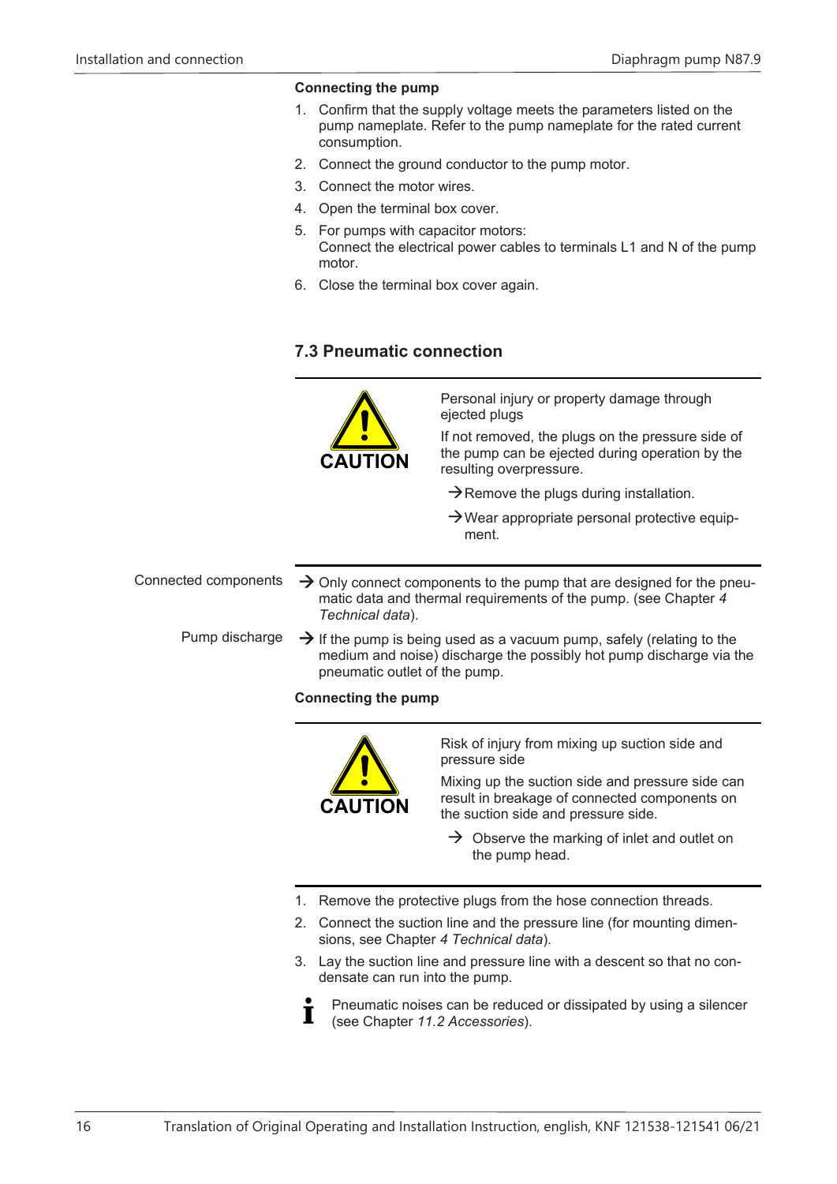**Connecting the pump**

1. Confirm that the supply voltage meets the parameters listed on the pump nameplate. Refer to the pump nameplate for the rated current consumption.
2. Connect the ground conductor to the pump motor.
3. Connect the motor wires.
4. Open the terminal box cover.
5. For pumps with capacitor motors:
   Connect the electrical power cables to terminals L1 and N of the pump motor.
6. Close the terminal box cover again.

## 7.3 Pneumatic connection

**CAUTION**

Personal injury or property damage through ejected plugs

If not removed, the plugs on the pressure side of the pump can be ejected during operation by the resulting overpressure.

→ Remove the plugs during installation.

→ Wear appropriate personal protective equipment.

Connected components

→ Only connect components to the pump that are designed for the pneumatic data and thermal requirements of the pump. (see Chapter 4 *Technical data*).

Pump discharge

→ If the pump is being used as a vacuum pump, safely (relating to the medium and noise) discharge the possibly hot pump discharge via the pneumatic outlet of the pump.

**Connecting the pump**

**CAUTION**

Risk of injury from mixing up suction side and pressure side

Mixing up the suction side and pressure side can result in breakage of connected components on the suction side and pressure side.

→ Observe the marking of inlet and outlet on the pump head.

1. Remove the protective plugs from the hose connection threads.
2. Connect the suction line and the pressure line (for mounting dimensions, see Chapter 4 *Technical data*).
3. Lay the suction line and pressure line with a descent so that no condensate can run into the pump.

Pneumatic noises can be reduced or dissipated by using a silencer (see Chapter *11.2 Accessories*).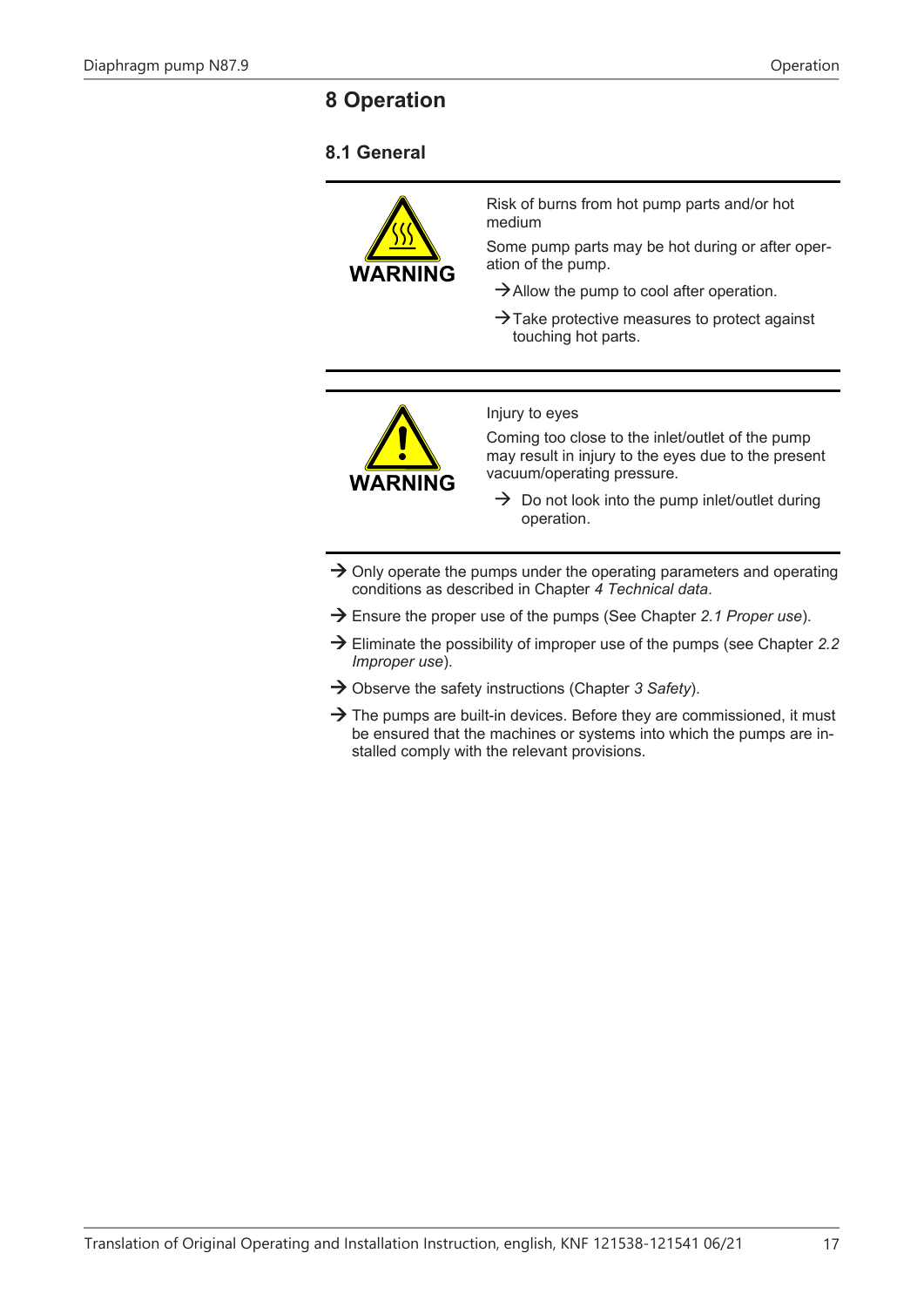# 8 Operation

## 8.1 General

---

**WARNING**

Risk of burns from hot pump parts and/or hot medium

Some pump parts may be hot during or after operation of the pump.

→ Allow the pump to cool after operation.

→ Take protective measures to protect against touching hot parts.

---

**WARNING**

Injury to eyes

Coming too close to the inlet/outlet of the pump may result in injury to the eyes due to the present vacuum/operating pressure.

→ Do not look into the pump inlet/outlet during operation.

---

→ Only operate the pumps under the operating parameters and operating conditions as described in Chapter *4 Technical data*.

→ Ensure the proper use of the pumps (See Chapter *2.1 Proper use*).

→ Eliminate the possibility of improper use of the pumps (see Chapter *2.2 Improper use*).

→ Observe the safety instructions (Chapter *3 Safety*).

→ The pumps are built-in devices. Before they are commissioned, it must be ensured that the machines or systems into which the pumps are installed comply with the relevant provisions.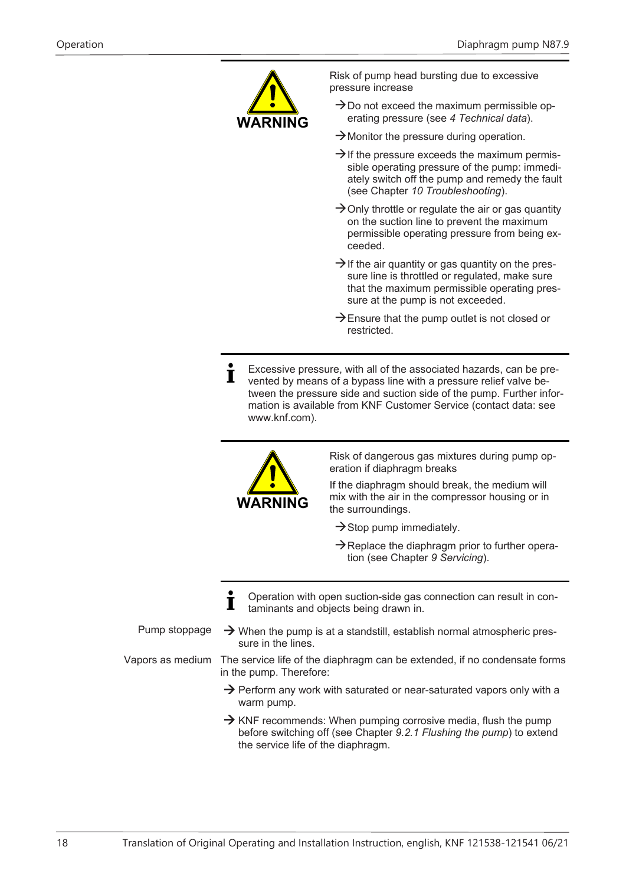**WARNING**

Risk of pump head bursting due to excessive pressure increase

→ Do not exceed the maximum permissible operating pressure (see *4 Technical data*).

→ Monitor the pressure during operation.

→ If the pressure exceeds the maximum permissible operating pressure of the pump: immediately switch off the pump and remedy the fault (see Chapter *10 Troubleshooting*).

→ Only throttle or regulate the air or gas quantity on the suction line to prevent the maximum permissible operating pressure from being exceeded.

→ If the air quantity or gas quantity on the pressure line is throttled or regulated, make sure that the maximum permissible operating pressure at the pump is not exceeded.

→ Ensure that the pump outlet is not closed or restricted.

---

**i** Excessive pressure, with all of the associated hazards, can be prevented by means of a bypass line with a pressure relief valve between the pressure side and suction side of the pump. Further information is available from KNF Customer Service (contact data: see www.knf.com).

---

**WARNING**

Risk of dangerous gas mixtures during pump operation if diaphragm breaks

If the diaphragm should break, the medium will mix with the air in the compressor housing or in the surroundings.

→ Stop pump immediately.

→ Replace the diaphragm prior to further operation (see Chapter *9 Servicing*).

---

**i** Operation with open suction-side gas connection can result in contaminants and objects being drawn in.

**Pump stoppage**

→ When the pump is at a standstill, establish normal atmospheric pressure in the lines.

**Vapors as medium**

The service life of the diaphragm can be extended, if no condensate forms in the pump. Therefore:

→ Perform any work with saturated or near-saturated vapors only with a warm pump.

→ KNF recommends: When pumping corrosive media, flush the pump before switching off (see Chapter *9.2.1 Flushing the pump*) to extend the service life of the diaphragm.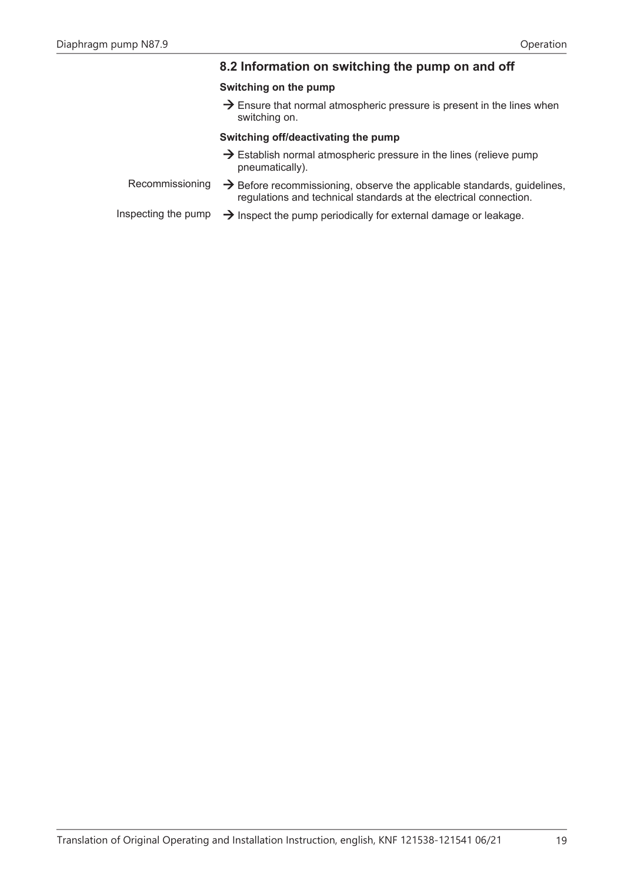## 8.2 Information on switching the pump on and off

**Switching on the pump**

→ Ensure that normal atmospheric pressure is present in the lines when switching on.

**Switching off/deactivating the pump**

→ Establish normal atmospheric pressure in the lines (relieve pump pneumatically).

Recommissioning

→ Before recommissioning, observe the applicable standards, guidelines, regulations and technical standards at the electrical connection.

Inspecting the pump

→ Inspect the pump periodically for external damage or leakage.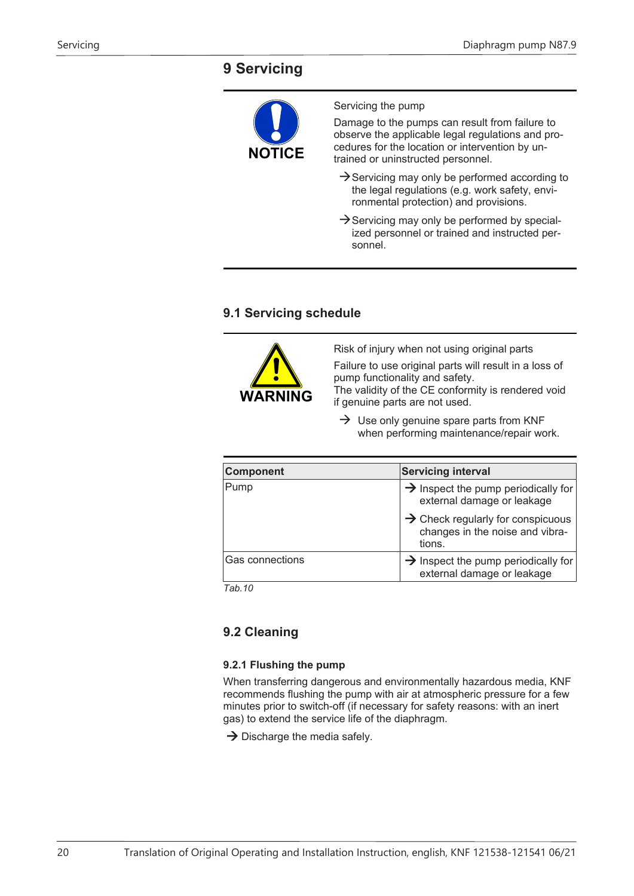# 9 Servicing

**NOTICE**

Servicing the pump

Damage to the pumps can result from failure to observe the applicable legal regulations and procedures for the location or intervention by untrained or uninstructed personnel.

→ Servicing may only be performed according to the legal regulations (e.g. work safety, environmental protection) and provisions.

→ Servicing may only be performed by specialized personnel or trained and instructed personnel.

## 9.1 Servicing schedule

**WARNING**

Risk of injury when not using original parts

Failure to use original parts will result in a loss of pump functionality and safety.
The validity of the CE conformity is rendered void if genuine parts are not used.

→ Use only genuine spare parts from KNF when performing maintenance/repair work.

| Component | Servicing interval |
|---|---|
| Pump | → Inspect the pump periodically for external damage or leakage<br>→ Check regularly for conspicuous changes in the noise and vibrations. |
| Gas connections | → Inspect the pump periodically for external damage or leakage |

*Tab.10*

## 9.2 Cleaning

### 9.2.1 Flushing the pump

When transferring dangerous and environmentally hazardous media, KNF recommends flushing the pump with air at atmospheric pressure for a few minutes prior to switch-off (if necessary for safety reasons: with an inert gas) to extend the service life of the diaphragm.

→ Discharge the media safely.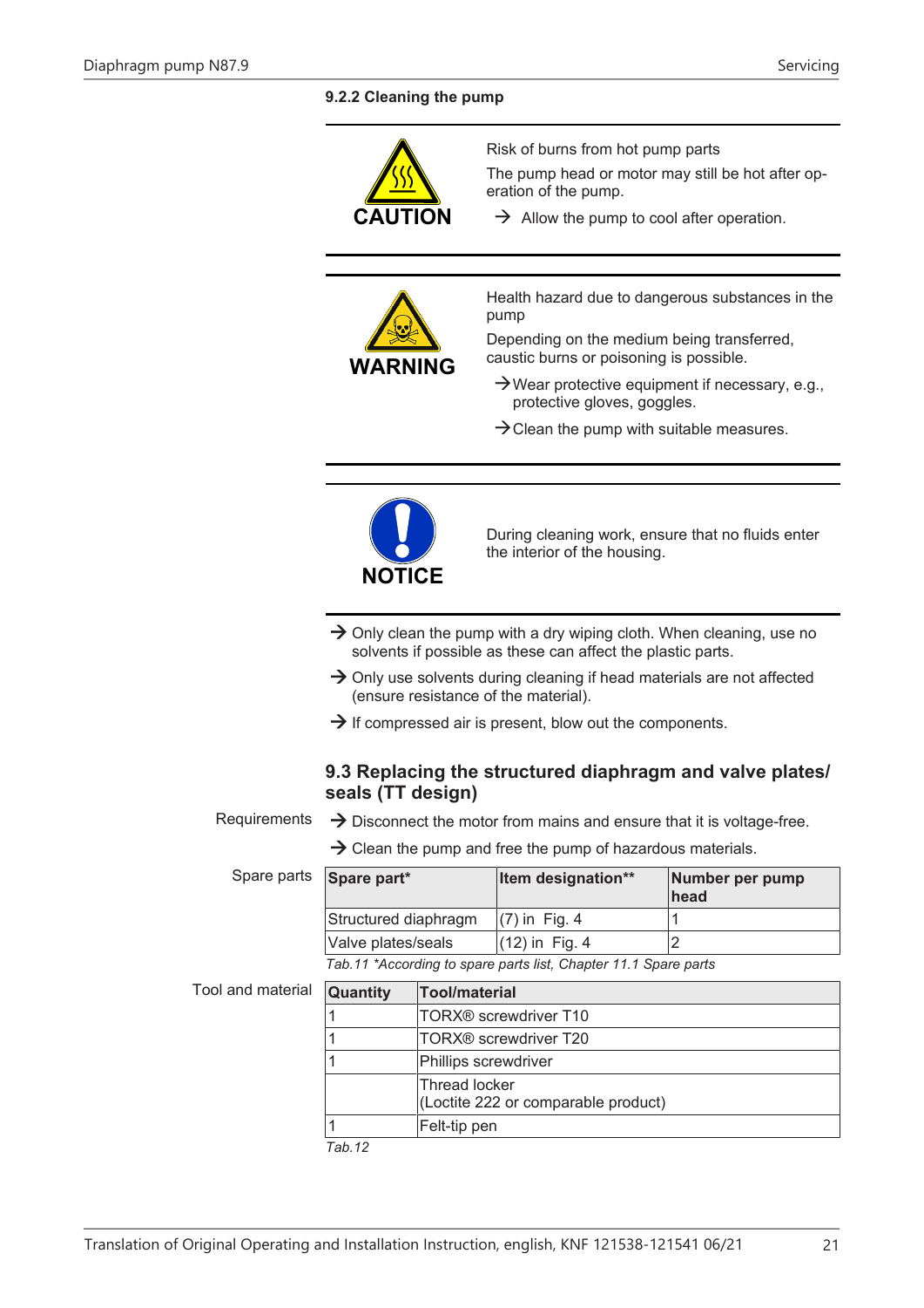### 9.2.2 Cleaning the pump

**CAUTION**

Risk of burns from hot pump parts

The pump head or motor may still be hot after operation of the pump.

→ Allow the pump to cool after operation.

**WARNING**

Health hazard due to dangerous substances in the pump

Depending on the medium being transferred, caustic burns or poisoning is possible.

→ Wear protective equipment if necessary, e.g., protective gloves, goggles.

→ Clean the pump with suitable measures.

**NOTICE**

During cleaning work, ensure that no fluids enter the interior of the housing.

→ Only clean the pump with a dry wiping cloth. When cleaning, use no solvents if possible as these can affect the plastic parts.

→ Only use solvents during cleaning if head materials are not affected (ensure resistance of the material).

→ If compressed air is present, blow out the components.

## 9.3 Replacing the structured diaphragm and valve plates/ seals (TT design)

Requirements

→ Disconnect the motor from mains and ensure that it is voltage-free.

→ Clean the pump and free the pump of hazardous materials.

Spare parts

| Spare part* | Item designation** | Number per pump head |
|---|---|---|
| Structured diaphragm | (7) in Fig. 4 | 1 |
| Valve plates/seals | (12) in Fig. 4 | 2 |

*Tab.11 *According to spare parts list, Chapter 11.1 Spare parts*

Tool and material

| Quantity | Tool/material |
|---|---|
| 1 | TORX® screwdriver T10 |
| 1 | TORX® screwdriver T20 |
| 1 | Phillips screwdriver |
| | Thread locker (Loctite 222 or comparable product) |
| 1 | Felt-tip pen |

*Tab.12*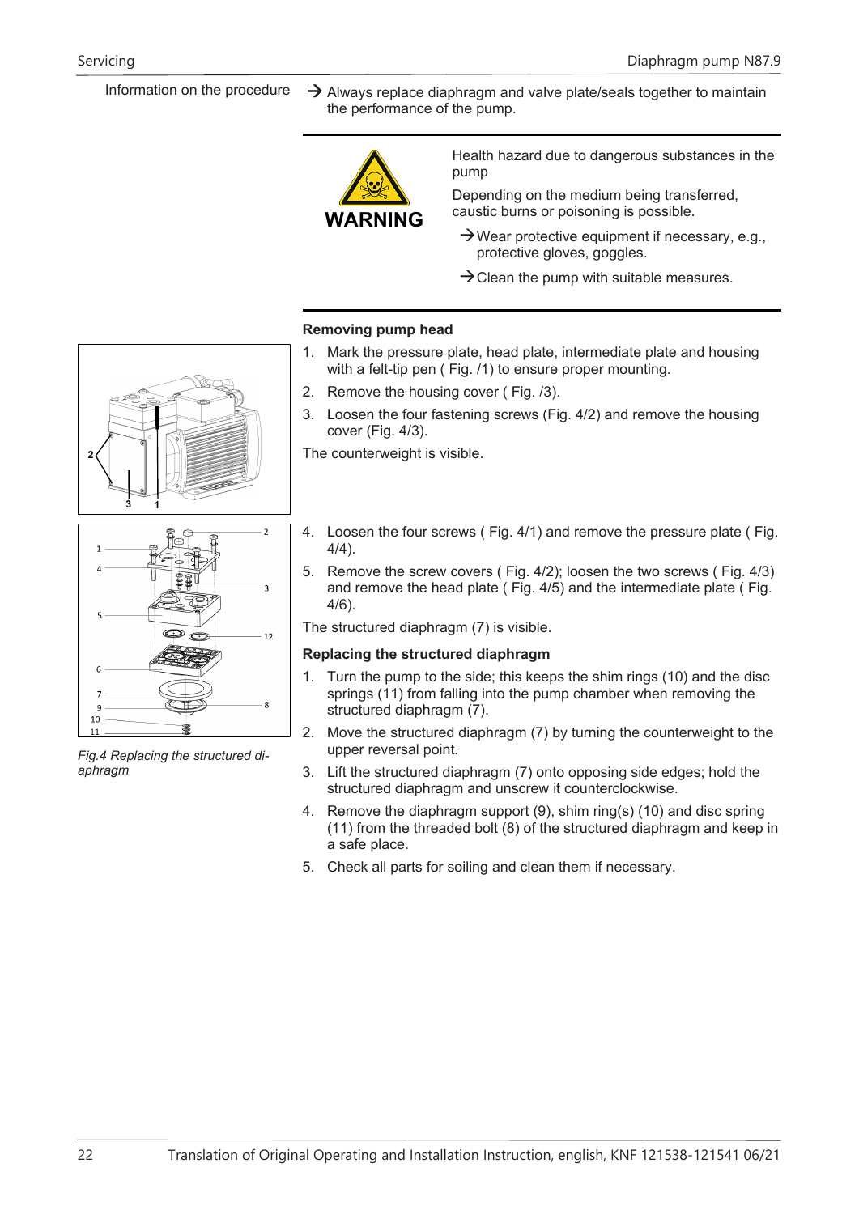Information on the procedure

→ Always replace diaphragm and valve plate/seals together to maintain the performance of the pump.

**WARNING**

Health hazard due to dangerous substances in the pump

Depending on the medium being transferred, caustic burns or poisoning is possible.

→ Wear protective equipment if necessary, e.g., protective gloves, goggles.

→ Clean the pump with suitable measures.

**Removing pump head**

1. Mark the pressure plate, head plate, intermediate plate and housing with a felt-tip pen ( Fig. /1) to ensure proper mounting.
2. Remove the housing cover ( Fig. /3).
3. Loosen the four fastening screws (Fig. 4/2) and remove the housing cover (Fig. 4/3).

The counterweight is visible.

4. Loosen the four screws ( Fig. 4/1) and remove the pressure plate ( Fig. 4/4).
5. Remove the screw covers ( Fig. 4/2); loosen the two screws ( Fig. 4/3) and remove the head plate ( Fig. 4/5) and the intermediate plate ( Fig. 4/6).

The structured diaphragm (7) is visible.

*Fig.4 Replacing the structured diaphragm*

**Replacing the structured diaphragm**

1. Turn the pump to the side; this keeps the shim rings (10) and the disc springs (11) from falling into the pump chamber when removing the structured diaphragm (7).
2. Move the structured diaphragm (7) by turning the counterweight to the upper reversal point.
3. Lift the structured diaphragm (7) onto opposing side edges; hold the structured diaphragm and unscrew it counterclockwise.
4. Remove the diaphragm support (9), shim ring(s) (10) and disc spring (11) from the threaded bolt (8) of the structured diaphragm and keep in a safe place.
5. Check all parts for soiling and clean them if necessary.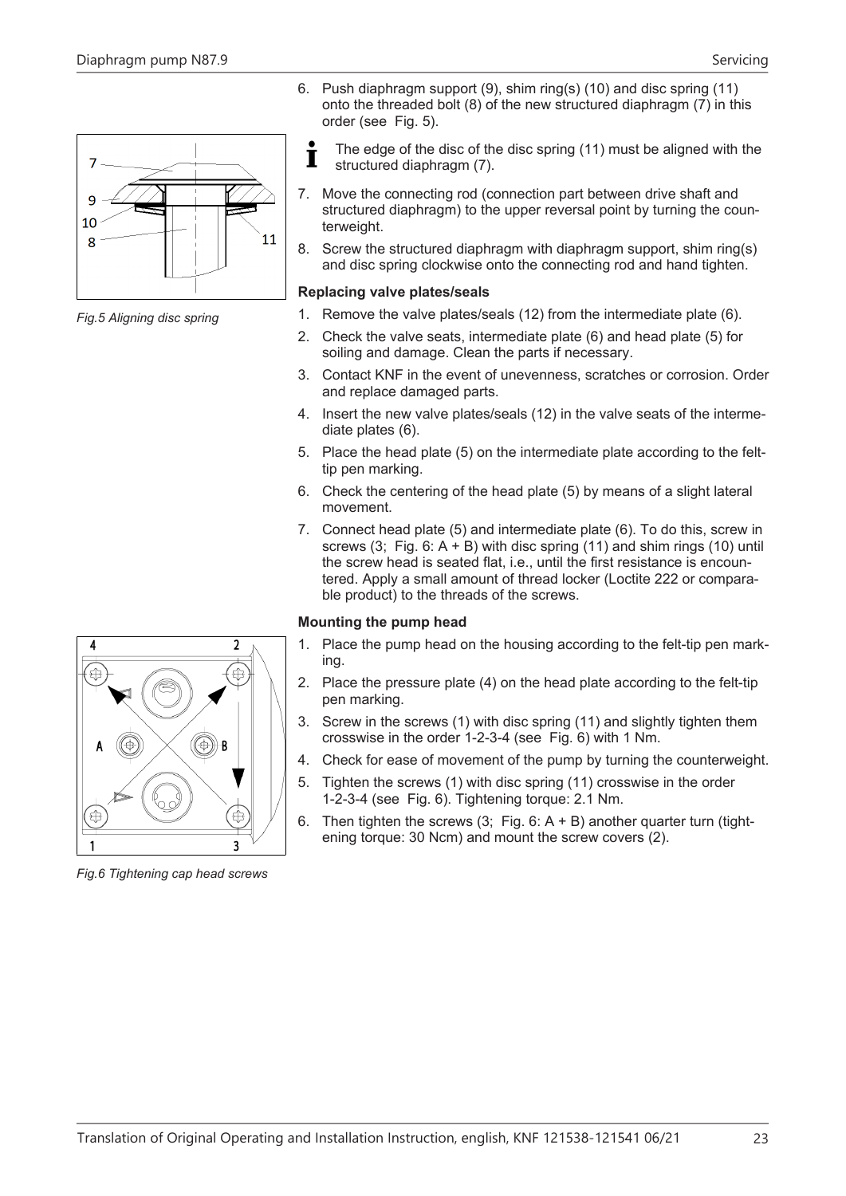6. Push diaphragm support (9), shim ring(s) (10) and disc spring (11) onto the threaded bolt (8) of the new structured diaphragm (7) in this order (see Fig. 5).

Fig.5 Aligning disc spring

> **i** The edge of the disc of the disc spring (11) must be aligned with the structured diaphragm (7).

7. Move the connecting rod (connection part between drive shaft and structured diaphragm) to the upper reversal point by turning the counterweight.
8. Screw the structured diaphragm with diaphragm support, shim ring(s) and disc spring clockwise onto the connecting rod and hand tighten.

**Replacing valve plates/seals**

1. Remove the valve plates/seals (12) from the intermediate plate (6).
2. Check the valve seats, intermediate plate (6) and head plate (5) for soiling and damage. Clean the parts if necessary.
3. Contact KNF in the event of unevenness, scratches or corrosion. Order and replace damaged parts.
4. Insert the new valve plates/seals (12) in the valve seats of the intermediate plates (6).
5. Place the head plate (5) on the intermediate plate according to the felt-tip pen marking.
6. Check the centering of the head plate (5) by means of a slight lateral movement.
7. Connect head plate (5) and intermediate plate (6). To do this, screw in screws (3; Fig. 6: A + B) with disc spring (11) and shim rings (10) until the screw head is seated flat, i.e., until the first resistance is encountered. Apply a small amount of thread locker (Loctite 222 or comparable product) to the threads of the screws.

**Mounting the pump head**

Fig.6 Tightening cap head screws

1. Place the pump head on the housing according to the felt-tip pen marking.
2. Place the pressure plate (4) on the head plate according to the felt-tip pen marking.
3. Screw in the screws (1) with disc spring (11) and slightly tighten them crosswise in the order 1-2-3-4 (see Fig. 6) with 1 Nm.
4. Check for ease of movement of the pump by turning the counterweight.
5. Tighten the screws (1) with disc spring (11) crosswise in the order 1-2-3-4 (see Fig. 6). Tightening torque: 2.1 Nm.
6. Then tighten the screws (3; Fig. 6: A + B) another quarter turn (tightening torque: 30 Ncm) and mount the screw covers (2).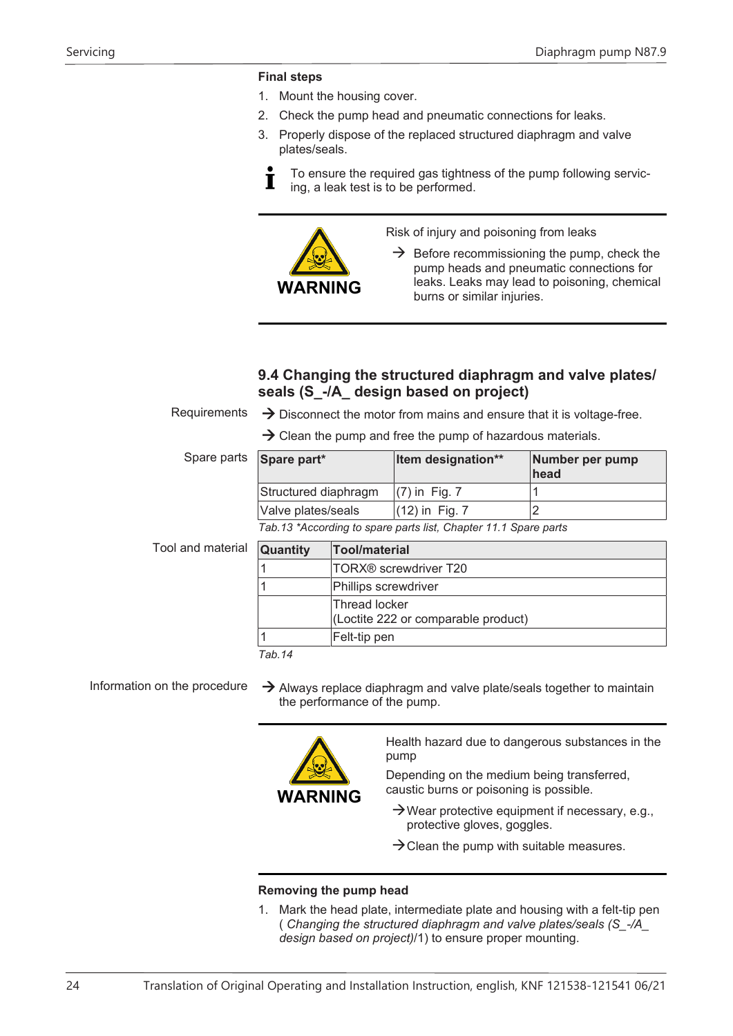**Final steps**

1. Mount the housing cover.
2. Check the pump head and pneumatic connections for leaks.
3. Properly dispose of the replaced structured diaphragm and valve plates/seals.

To ensure the required gas tightness of the pump following servicing, a leak test is to be performed.

**WARNING**

Risk of injury and poisoning from leaks

→ Before recommissioning the pump, check the pump heads and pneumatic connections for leaks. Leaks may lead to poisoning, chemical burns or similar injuries.

## 9.4 Changing the structured diaphragm and valve plates/ seals (S_-/A_ design based on project)

Requirements

→ Disconnect the motor from mains and ensure that it is voltage-free.

→ Clean the pump and free the pump of hazardous materials.

Spare parts

| Spare part* | Item designation** | Number per pump head |
|---|---|---|
| Structured diaphragm | (7) in Fig. 7 | 1 |
| Valve plates/seals | (12) in Fig. 7 | 2 |

*Tab.13 *According to spare parts list, Chapter 11.1 Spare parts*

Tool and material

| Quantity | Tool/material |
|---|---|
| 1 | TORX® screwdriver T20 |
| 1 | Phillips screwdriver |
| | Thread locker (Loctite 222 or comparable product) |
| 1 | Felt-tip pen |

*Tab.14*

Information on the procedure

→ Always replace diaphragm and valve plate/seals together to maintain the performance of the pump.

**WARNING**

Health hazard due to dangerous substances in the pump

Depending on the medium being transferred, caustic burns or poisoning is possible.

→ Wear protective equipment if necessary, e.g., protective gloves, goggles.

→ Clean the pump with suitable measures.

**Removing the pump head**

1. Mark the head plate, intermediate plate and housing with a felt-tip pen ( *Changing the structured diaphragm and valve plates/seals (S_-/A_ design based on project)*/1) to ensure proper mounting.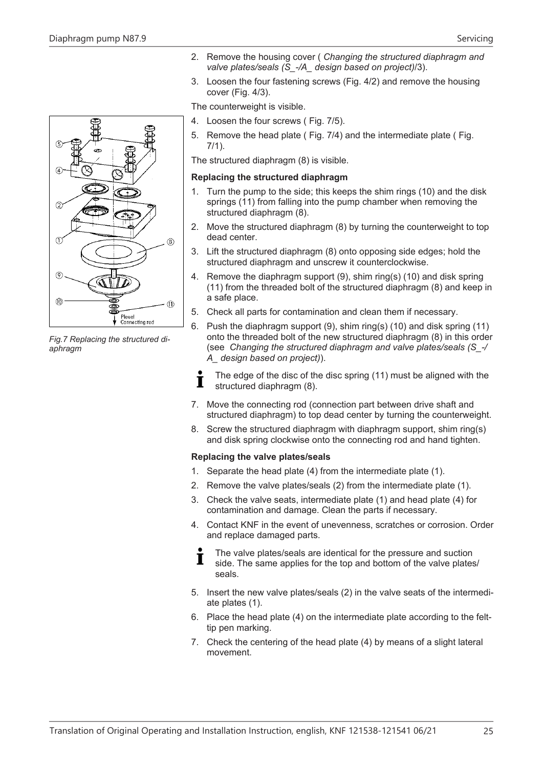2. Remove the housing cover ( *Changing the structured diaphragm and valve plates/seals (S_-/A_ design based on project)*/3).
3. Loosen the four fastening screws (Fig. 4/2) and remove the housing cover (Fig. 4/3).

The counterweight is visible.

4. Loosen the four screws ( Fig. 7/5).
5. Remove the head plate ( Fig. 7/4) and the intermediate plate ( Fig. 7/1).

The structured diaphragm (8) is visible.

*Fig.7 Replacing the structured diaphragm*

**Replacing the structured diaphragm**

1. Turn the pump to the side; this keeps the shim rings (10) and the disk springs (11) from falling into the pump chamber when removing the structured diaphragm (8).
2. Move the structured diaphragm (8) by turning the counterweight to top dead center.
3. Lift the structured diaphragm (8) onto opposing side edges; hold the structured diaphragm and unscrew it counterclockwise.
4. Remove the diaphragm support (9), shim ring(s) (10) and disk spring (11) from the threaded bolt of the structured diaphragm (8) and keep in a safe place.
5. Check all parts for contamination and clean them if necessary.
6. Push the diaphragm support (9), shim ring(s) (10) and disk spring (11) onto the threaded bolt of the new structured diaphragm (8) in this order (see *Changing the structured diaphragm and valve plates/seals (S_-/A_ design based on project)*).

   The edge of the disc of the disc spring (11) must be aligned with the structured diaphragm (8).

7. Move the connecting rod (connection part between drive shaft and structured diaphragm) to top dead center by turning the counterweight.
8. Screw the structured diaphragm with diaphragm support, shim ring(s) and disk spring clockwise onto the connecting rod and hand tighten.

**Replacing the valve plates/seals**

1. Separate the head plate (4) from the intermediate plate (1).
2. Remove the valve plates/seals (2) from the intermediate plate (1).
3. Check the valve seats, intermediate plate (1) and head plate (4) for contamination and damage. Clean the parts if necessary.
4. Contact KNF in the event of unevenness, scratches or corrosion. Order and replace damaged parts.

   The valve plates/seals are identical for the pressure and suction side. The same applies for the top and bottom of the valve plates/seals.

5. Insert the new valve plates/seals (2) in the valve seats of the intermediate plates (1).
6. Place the head plate (4) on the intermediate plate according to the felt-tip pen marking.
7. Check the centering of the head plate (4) by means of a slight lateral movement.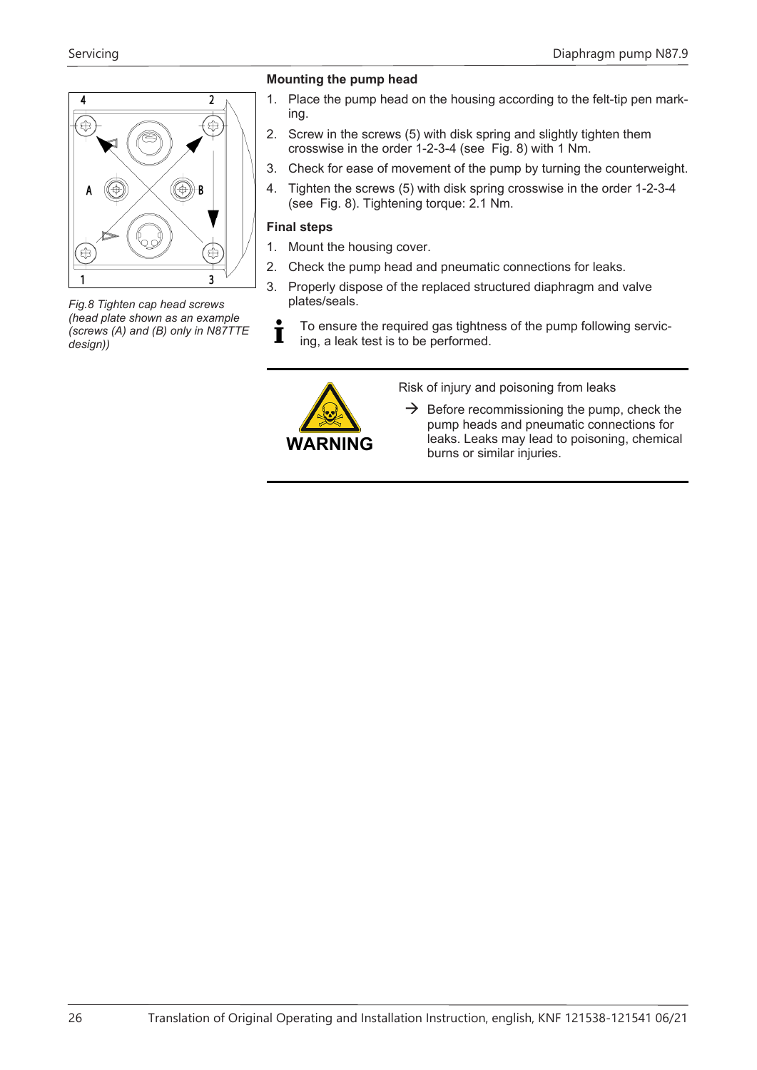*Fig.8 Tighten cap head screws (head plate shown as an example (screws (A) and (B) only in N87TTE design))*

### Mounting the pump head

1. Place the pump head on the housing according to the felt-tip pen marking.
2. Screw in the screws (5) with disk spring and slightly tighten them crosswise in the order 1-2-3-4 (see Fig. 8) with 1 Nm.
3. Check for ease of movement of the pump by turning the counterweight.
4. Tighten the screws (5) with disk spring crosswise in the order 1-2-3-4 (see Fig. 8). Tightening torque: 2.1 Nm.

### Final steps

1. Mount the housing cover.
2. Check the pump head and pneumatic connections for leaks.
3. Properly dispose of the replaced structured diaphragm and valve plates/seals.

To ensure the required gas tightness of the pump following servicing, a leak test is to be performed.

**WARNING**

Risk of injury and poisoning from leaks

→ Before recommissioning the pump, check the pump heads and pneumatic connections for leaks. Leaks may lead to poisoning, chemical burns or similar injuries.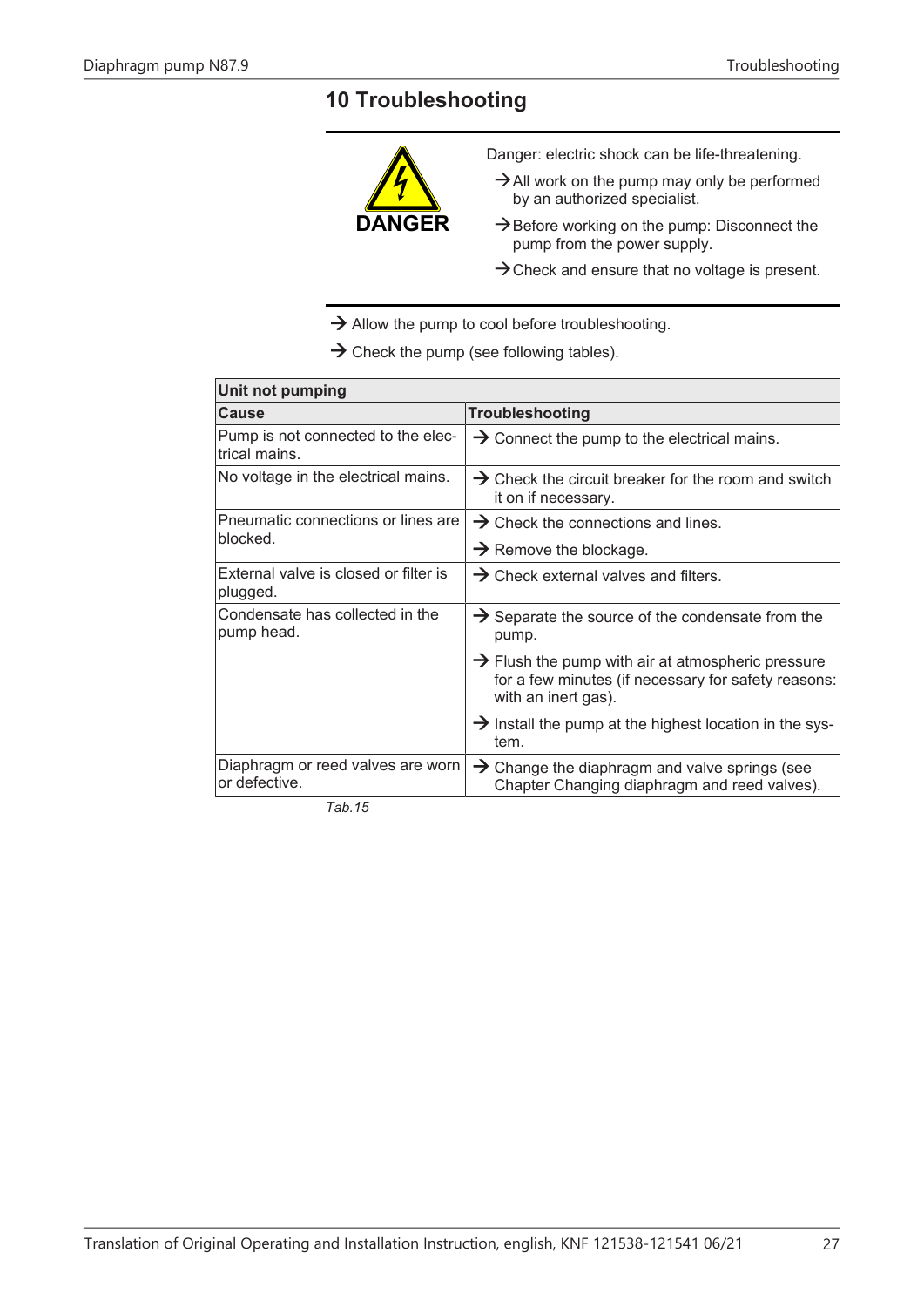// 10 Troubleshooting

**DANGER**

Danger: electric shock can be life-threatening.

→ All work on the pump may only be performed by an authorized specialist.

→ Before working on the pump: Disconnect the pump from the power supply.

→ Check and ensure that no voltage is present.

→ Allow the pump to cool before troubleshooting.

→ Check the pump (see following tables).

| **Unit not pumping** | |
|---|---|
| **Cause** | **Troubleshooting** |
| Pump is not connected to the electrical mains. | → Connect the pump to the electrical mains. |
| No voltage in the electrical mains. | → Check the circuit breaker for the room and switch it on if necessary. |
| Pneumatic connections or lines are blocked. | → Check the connections and lines.<br>→ Remove the blockage. |
| External valve is closed or filter is plugged. | → Check external valves and filters. |
| Condensate has collected in the pump head. | → Separate the source of the condensate from the pump.<br>→ Flush the pump with air at atmospheric pressure for a few minutes (if necessary for safety reasons: with an inert gas).<br>→ Install the pump at the highest location in the system. |
| Diaphragm or reed valves are worn or defective. | → Change the diaphragm and valve springs (see Chapter Changing diaphragm and reed valves). |

*Tab.15*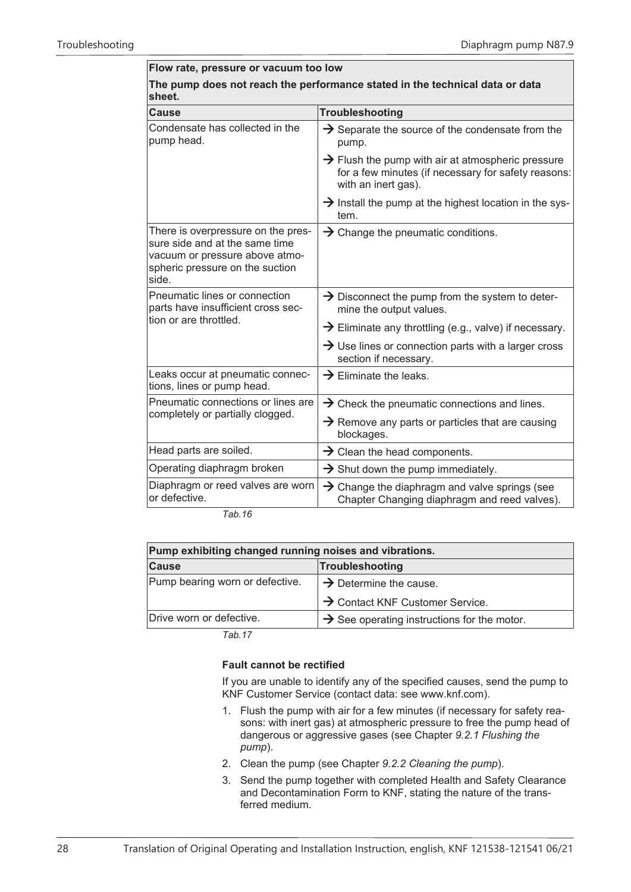| Flow rate, pressure or vacuum too low<br>The pump does not reach the performance stated in the technical data or data sheet. | |
|---|---|
| **Cause** | **Troubleshooting** |
| Condensate has collected in the pump head. | → Separate the source of the condensate from the pump.<br>→ Flush the pump with air at atmospheric pressure for a few minutes (if necessary for safety reasons: with an inert gas).<br>→ Install the pump at the highest location in the system. |
| There is overpressure on the pressure side and at the same time vacuum or pressure above atmospheric pressure on the suction side. | → Change the pneumatic conditions. |
| Pneumatic lines or connection parts have insufficient cross section or are throttled. | → Disconnect the pump from the system to determine the output values.<br>→ Eliminate any throttling (e.g., valve) if necessary.<br>→ Use lines or connection parts with a larger cross section if necessary. |
| Leaks occur at pneumatic connections, lines or pump head. | → Eliminate the leaks. |
| Pneumatic connections or lines are completely or partially clogged. | → Check the pneumatic connections and lines.<br>→ Remove any parts or particles that are causing blockages. |
| Head parts are soiled. | → Clean the head components. |
| Operating diaphragm broken | → Shut down the pump immediately. |
| Diaphragm or reed valves are worn or defective. | → Change the diaphragm and valve springs (see Chapter Changing diaphragm and reed valves). |

Tab.16

| Pump exhibiting changed running noises and vibrations. | |
|---|---|
| **Cause** | **Troubleshooting** |
| Pump bearing worn or defective. | → Determine the cause.<br>→ Contact KNF Customer Service. |
| Drive worn or defective. | → See operating instructions for the motor. |

Tab.17

**Fault cannot be rectified**

If you are unable to identify any of the specified causes, send the pump to KNF Customer Service (contact data: see www.knf.com).

1. Flush the pump with air for a few minutes (if necessary for safety reasons: with inert gas) at atmospheric pressure to free the pump head of dangerous or aggressive gases (see Chapter *9.2.1 Flushing the pump*).
2. Clean the pump (see Chapter *9.2.2 Cleaning the pump*).
3. Send the pump together with completed Health and Safety Clearance and Decontamination Form to KNF, stating the nature of the transferred medium.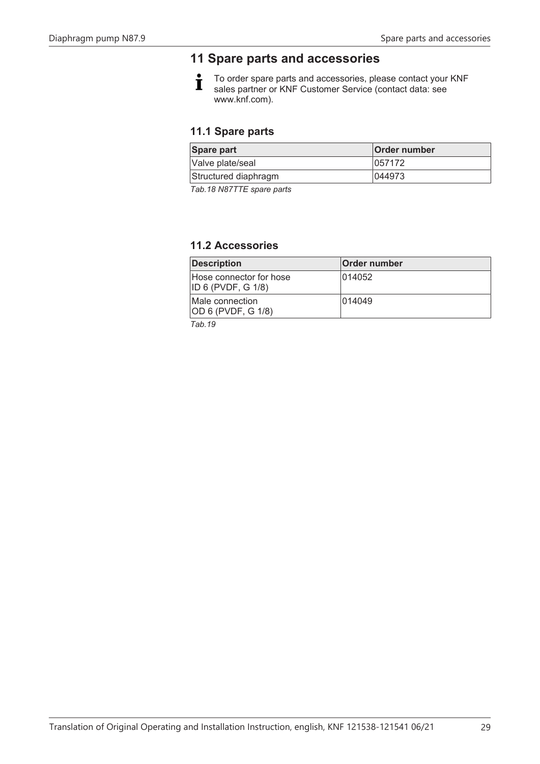# 11 Spare parts and accessories

To order spare parts and accessories, please contact your KNF sales partner or KNF Customer Service (contact data: see www.knf.com).

## 11.1 Spare parts

| Spare part | Order number |
|---|---|
| Valve plate/seal | 057172 |
| Structured diaphragm | 044973 |

*Tab.18 N87TTE spare parts*

## 11.2 Accessories

| Description | Order number |
|---|---|
| Hose connector for hose ID 6 (PVDF, G 1/8) | 014052 |
| Male connection OD 6 (PVDF, G 1/8) | 014049 |

*Tab.19*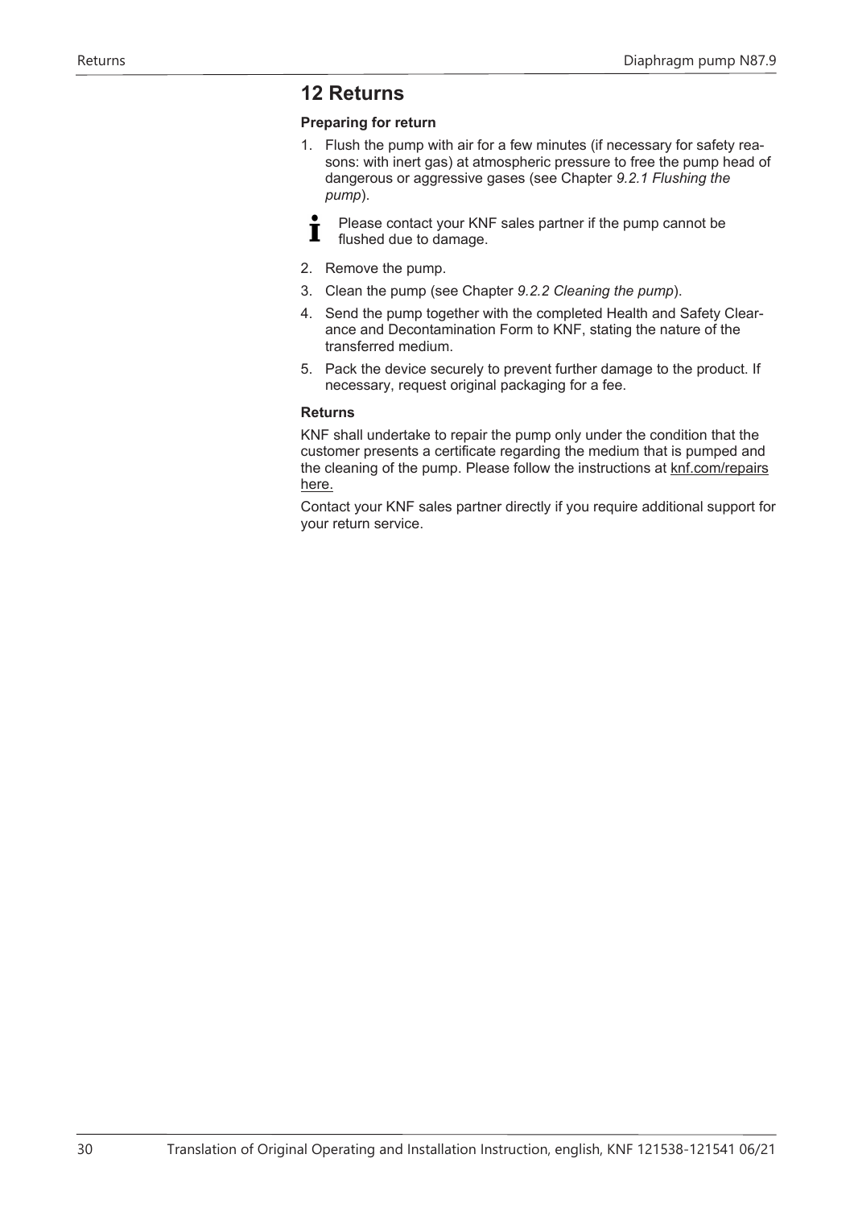# 12 Returns

**Preparing for return**

1. Flush the pump with air for a few minutes (if necessary for safety reasons: with inert gas) at atmospheric pressure to free the pump head of dangerous or aggressive gases (see Chapter *9.2.1 Flushing the pump*).

   Please contact your KNF sales partner if the pump cannot be flushed due to damage.

2. Remove the pump.
3. Clean the pump (see Chapter *9.2.2 Cleaning the pump*).
4. Send the pump together with the completed Health and Safety Clearance and Decontamination Form to KNF, stating the nature of the transferred medium.
5. Pack the device securely to prevent further damage to the product. If necessary, request original packaging for a fee.

**Returns**

KNF shall undertake to repair the pump only under the condition that the customer presents a certificate regarding the medium that is pumped and the cleaning of the pump. Please follow the instructions at knf.com/repairs here.

Contact your KNF sales partner directly if you require additional support for your return service.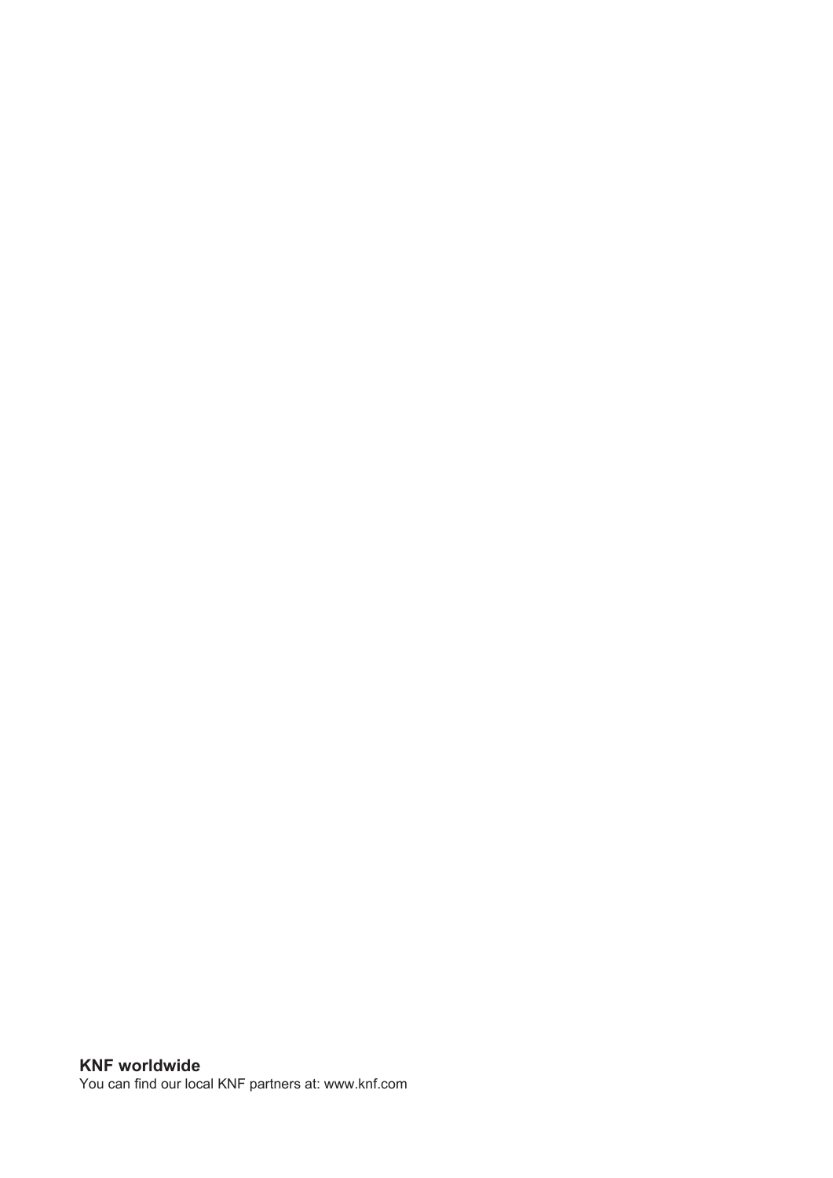**KNF worldwide**

You can find our local KNF partners at: www.knf.com